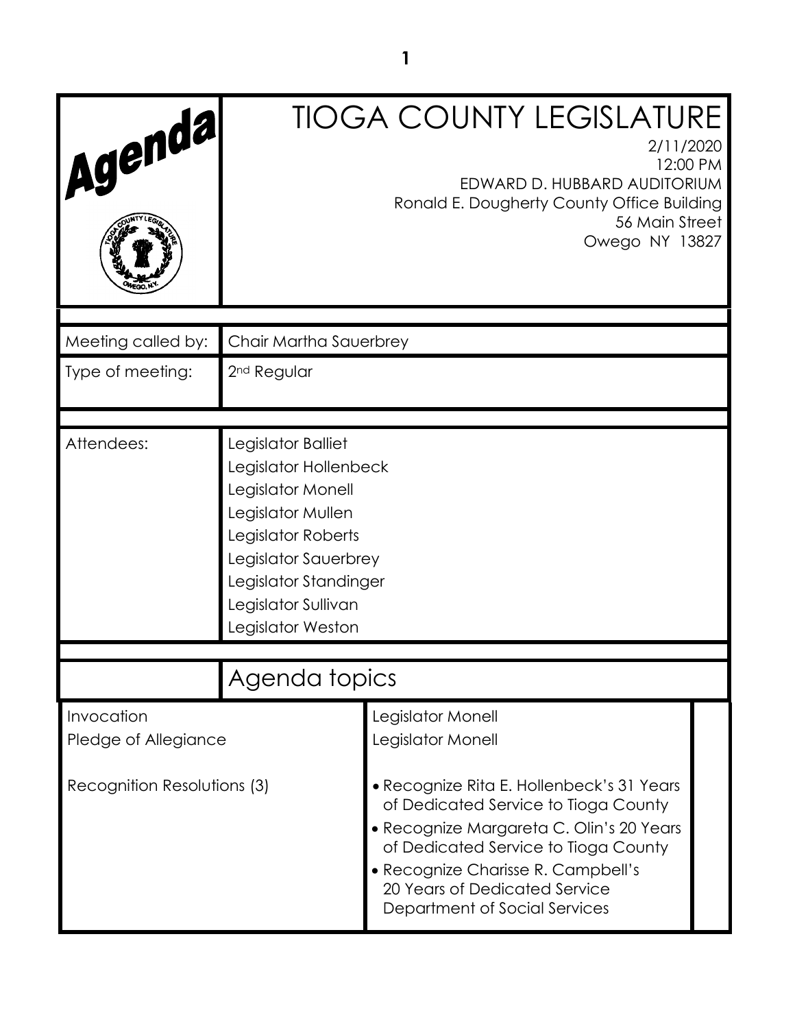# Agenda

# TIOGA COUNTY LEGISLATURE

2/11/2020
12:00 PM
EDWARD D. HUBBARD AUDITORIUM
Ronald E. Dougherty County Office Building
56 Main Street
Owego NY 13827

| | |
|---|---|
| Meeting called by: | Chair Martha Sauerbrey |
| Type of meeting: | 2nd Regular |
| Attendees: | Legislator Balliet<br>Legislator Hollenbeck<br>Legislator Monell<br>Legislator Mullen<br>Legislator Roberts<br>Legislator Sauerbrey<br>Legislator Standinger<br>Legislator Sullivan<br>Legislator Weston |

## Agenda topics

| | | |
|---|---|---|
| Invocation | Legislator Monell | |
| Pledge of Allegiance | Legislator Monell | |
| Recognition Resolutions (3) | • Recognize Rita E. Hollenbeck's 31 Years of Dedicated Service to Tioga County<br>• Recognize Margareta C. Olin's 20 Years of Dedicated Service to Tioga County<br>• Recognize Charisse R. Campbell's 20 Years of Dedicated Service Department of Social Services | |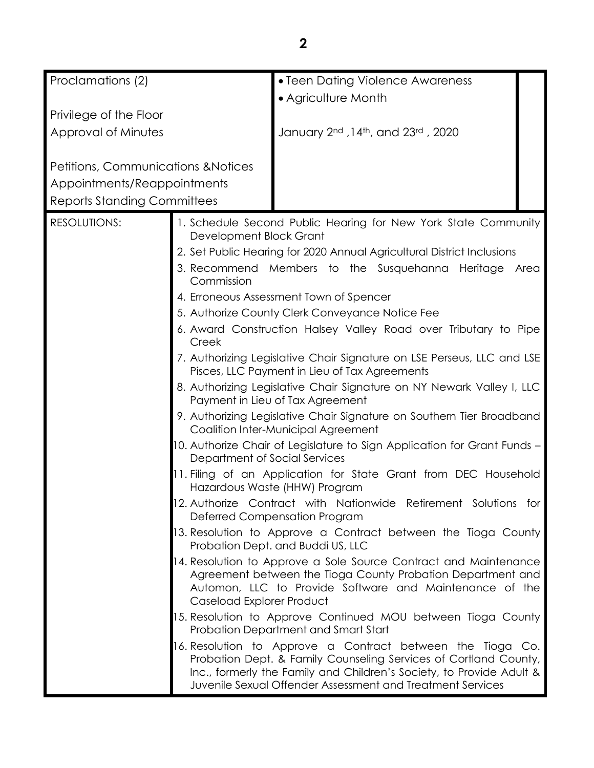| | | |
|---|---|---|
| Proclamations (2) | • Teen Dating Violence Awareness<br>• Agriculture Month | |
| Privilege of the Floor | | |
| Approval of Minutes | January 2nd ,14th, and 23rd , 2020 | |
| Petitions, Communications &Notices | | |
| Appointments/Reappointments | | |
| Reports Standing Committees | | |

| | |
|---|---|
| RESOLUTIONS: | 1. Schedule Second Public Hearing for New York State Community Development Block Grant<br>2. Set Public Hearing for 2020 Annual Agricultural District Inclusions<br>3. Recommend Members to the Susquehanna Heritage Area Commission<br>4. Erroneous Assessment Town of Spencer<br>5. Authorize County Clerk Conveyance Notice Fee<br>6. Award Construction Halsey Valley Road over Tributary to Pipe Creek<br>7. Authorizing Legislative Chair Signature on LSE Perseus, LLC and LSE Pisces, LLC Payment in Lieu of Tax Agreements<br>8. Authorizing Legislative Chair Signature on NY Newark Valley I, LLC Payment in Lieu of Tax Agreement<br>9. Authorizing Legislative Chair Signature on Southern Tier Broadband Coalition Inter-Municipal Agreement<br>10. Authorize Chair of Legislature to Sign Application for Grant Funds – Department of Social Services<br>11. Filing of an Application for State Grant from DEC Household Hazardous Waste (HHW) Program<br>12. Authorize Contract with Nationwide Retirement Solutions for Deferred Compensation Program<br>13. Resolution to Approve a Contract between the Tioga County Probation Dept. and Buddi US, LLC<br>14. Resolution to Approve a Sole Source Contract and Maintenance Agreement between the Tioga County Probation Department and Automon, LLC to Provide Software and Maintenance of the Caseload Explorer Product<br>15. Resolution to Approve Continued MOU between Tioga County Probation Department and Smart Start<br>16. Resolution to Approve a Contract between the Tioga Co. Probation Dept. & Family Counseling Services of Cortland County, Inc., formerly the Family and Children's Society, to Provide Adult & Juvenile Sexual Offender Assessment and Treatment Services |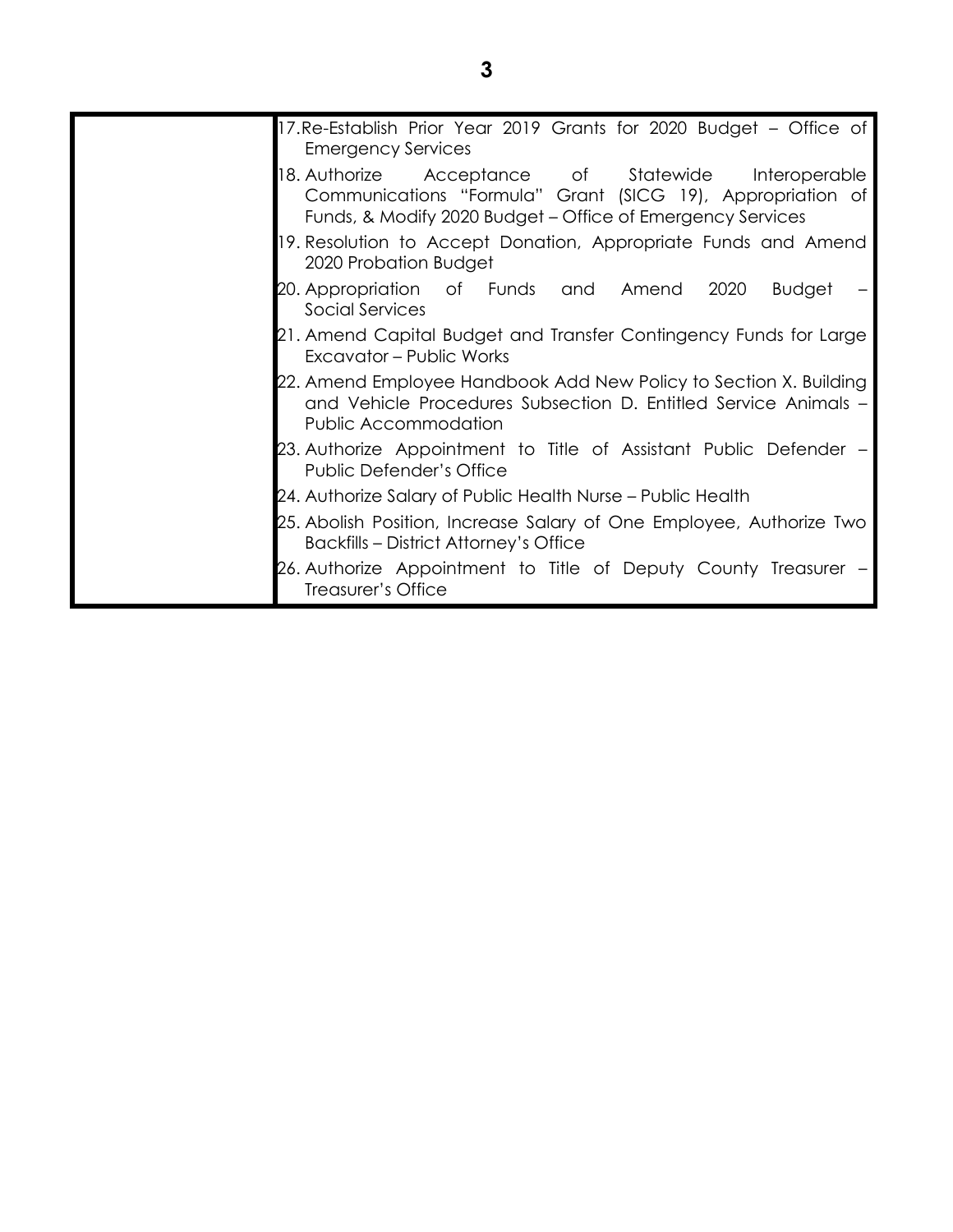| | |
|---|---|
| | 17. Re-Establish Prior Year 2019 Grants for 2020 Budget – Office of Emergency Services<br>18. Authorize Acceptance of Statewide Interoperable Communications "Formula" Grant (SICG 19), Appropriation of Funds, & Modify 2020 Budget – Office of Emergency Services<br>19. Resolution to Accept Donation, Appropriate Funds and Amend 2020 Probation Budget<br>20. Appropriation of Funds and Amend 2020 Budget – Social Services<br>21. Amend Capital Budget and Transfer Contingency Funds for Large Excavator – Public Works<br>22. Amend Employee Handbook Add New Policy to Section X. Building and Vehicle Procedures Subsection D. Entitled Service Animals – Public Accommodation<br>23. Authorize Appointment to Title of Assistant Public Defender – Public Defender's Office<br>24. Authorize Salary of Public Health Nurse – Public Health<br>25. Abolish Position, Increase Salary of One Employee, Authorize Two Backfills – District Attorney's Office<br>26. Authorize Appointment to Title of Deputy County Treasurer – Treasurer's Office |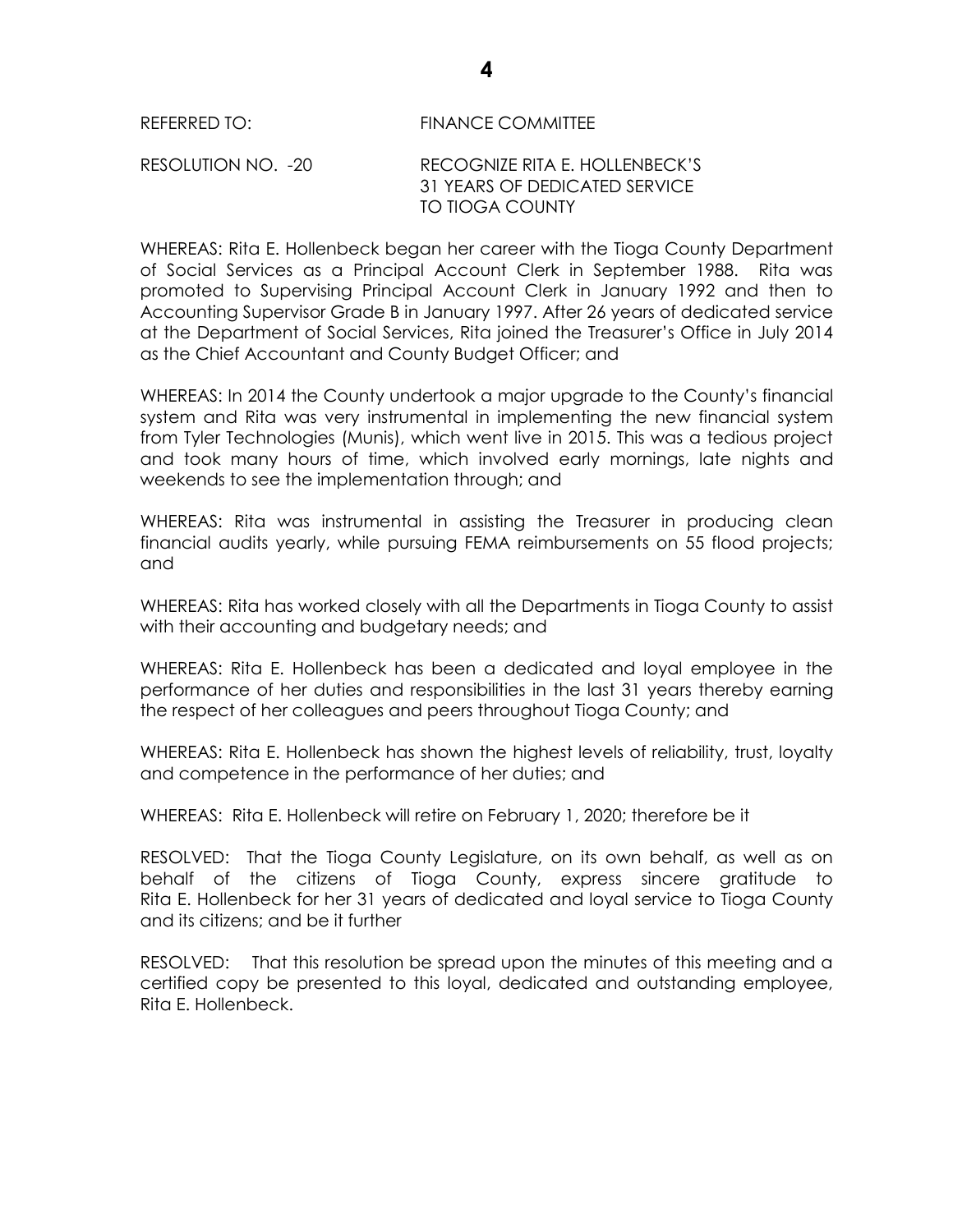REFERRED TO: FINANCE COMMITTEE

RESOLUTION NO. -20 RECOGNIZE RITA E. HOLLENBECK'S 31 YEARS OF DEDICATED SERVICE TO TIOGA COUNTY

WHEREAS: Rita E. Hollenbeck began her career with the Tioga County Department of Social Services as a Principal Account Clerk in September 1988. Rita was promoted to Supervising Principal Account Clerk in January 1992 and then to Accounting Supervisor Grade B in January 1997. After 26 years of dedicated service at the Department of Social Services, Rita joined the Treasurer's Office in July 2014 as the Chief Accountant and County Budget Officer; and

WHEREAS: In 2014 the County undertook a major upgrade to the County's financial system and Rita was very instrumental in implementing the new financial system from Tyler Technologies (Munis), which went live in 2015. This was a tedious project and took many hours of time, which involved early mornings, late nights and weekends to see the implementation through; and

WHEREAS: Rita was instrumental in assisting the Treasurer in producing clean financial audits yearly, while pursuing FEMA reimbursements on 55 flood projects; and

WHEREAS: Rita has worked closely with all the Departments in Tioga County to assist with their accounting and budgetary needs; and

WHEREAS: Rita E. Hollenbeck has been a dedicated and loyal employee in the performance of her duties and responsibilities in the last 31 years thereby earning the respect of her colleagues and peers throughout Tioga County; and

WHEREAS: Rita E. Hollenbeck has shown the highest levels of reliability, trust, loyalty and competence in the performance of her duties; and

WHEREAS: Rita E. Hollenbeck will retire on February 1, 2020; therefore be it

RESOLVED: That the Tioga County Legislature, on its own behalf, as well as on behalf of the citizens of Tioga County, express sincere gratitude to Rita E. Hollenbeck for her 31 years of dedicated and loyal service to Tioga County and its citizens; and be it further

RESOLVED: That this resolution be spread upon the minutes of this meeting and a certified copy be presented to this loyal, dedicated and outstanding employee, Rita E. Hollenbeck.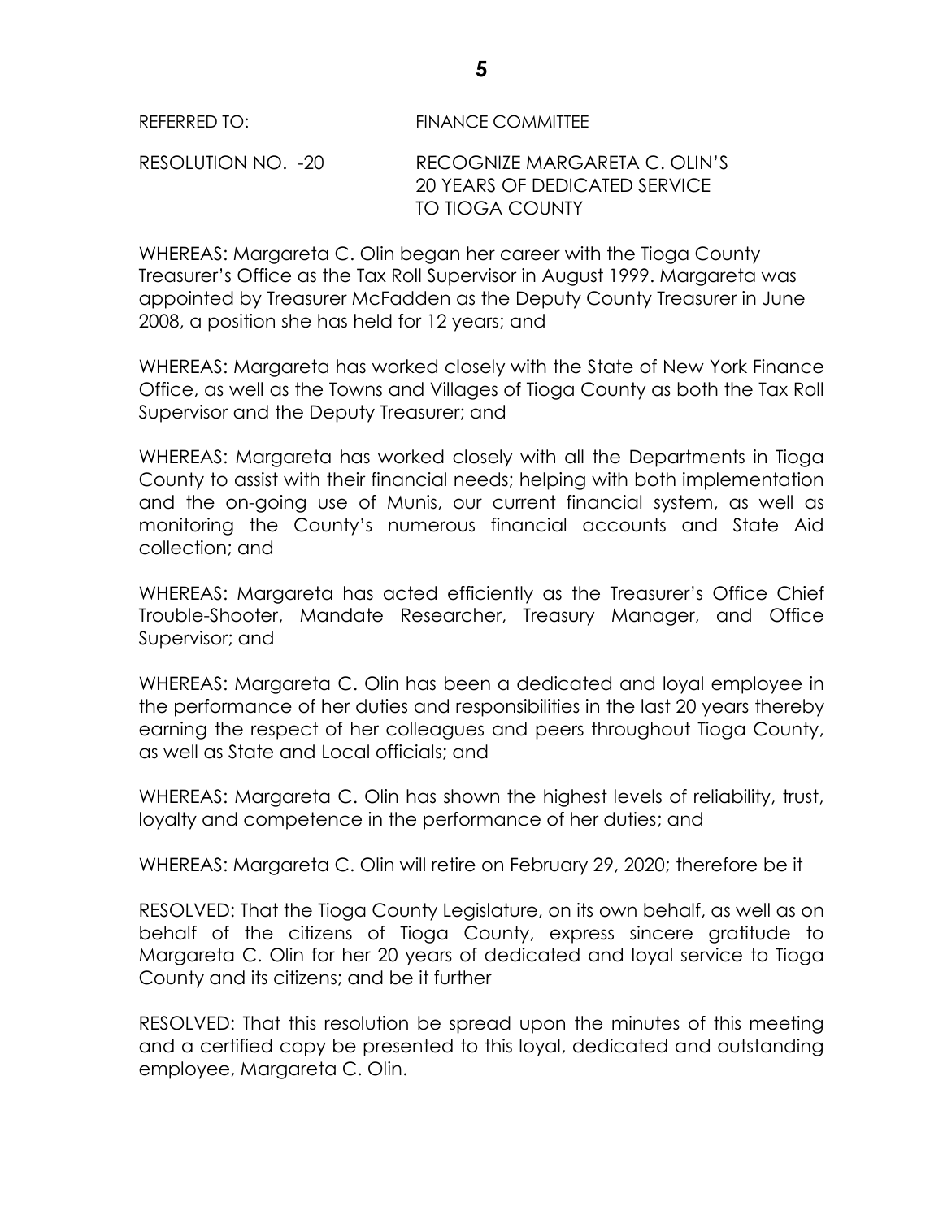REFERRED TO: FINANCE COMMITTEE

RESOLUTION NO. -20 RECOGNIZE MARGARETA C. OLIN'S 20 YEARS OF DEDICATED SERVICE TO TIOGA COUNTY

WHEREAS: Margareta C. Olin began her career with the Tioga County Treasurer's Office as the Tax Roll Supervisor in August 1999. Margareta was appointed by Treasurer McFadden as the Deputy County Treasurer in June 2008, a position she has held for 12 years; and

WHEREAS: Margareta has worked closely with the State of New York Finance Office, as well as the Towns and Villages of Tioga County as both the Tax Roll Supervisor and the Deputy Treasurer; and

WHEREAS: Margareta has worked closely with all the Departments in Tioga County to assist with their financial needs; helping with both implementation and the on-going use of Munis, our current financial system, as well as monitoring the County's numerous financial accounts and State Aid collection; and

WHEREAS: Margareta has acted efficiently as the Treasurer's Office Chief Trouble-Shooter, Mandate Researcher, Treasury Manager, and Office Supervisor; and

WHEREAS: Margareta C. Olin has been a dedicated and loyal employee in the performance of her duties and responsibilities in the last 20 years thereby earning the respect of her colleagues and peers throughout Tioga County, as well as State and Local officials; and

WHEREAS: Margareta C. Olin has shown the highest levels of reliability, trust, loyalty and competence in the performance of her duties; and

WHEREAS: Margareta C. Olin will retire on February 29, 2020; therefore be it

RESOLVED: That the Tioga County Legislature, on its own behalf, as well as on behalf of the citizens of Tioga County, express sincere gratitude to Margareta C. Olin for her 20 years of dedicated and loyal service to Tioga County and its citizens; and be it further

RESOLVED: That this resolution be spread upon the minutes of this meeting and a certified copy be presented to this loyal, dedicated and outstanding employee, Margareta C. Olin.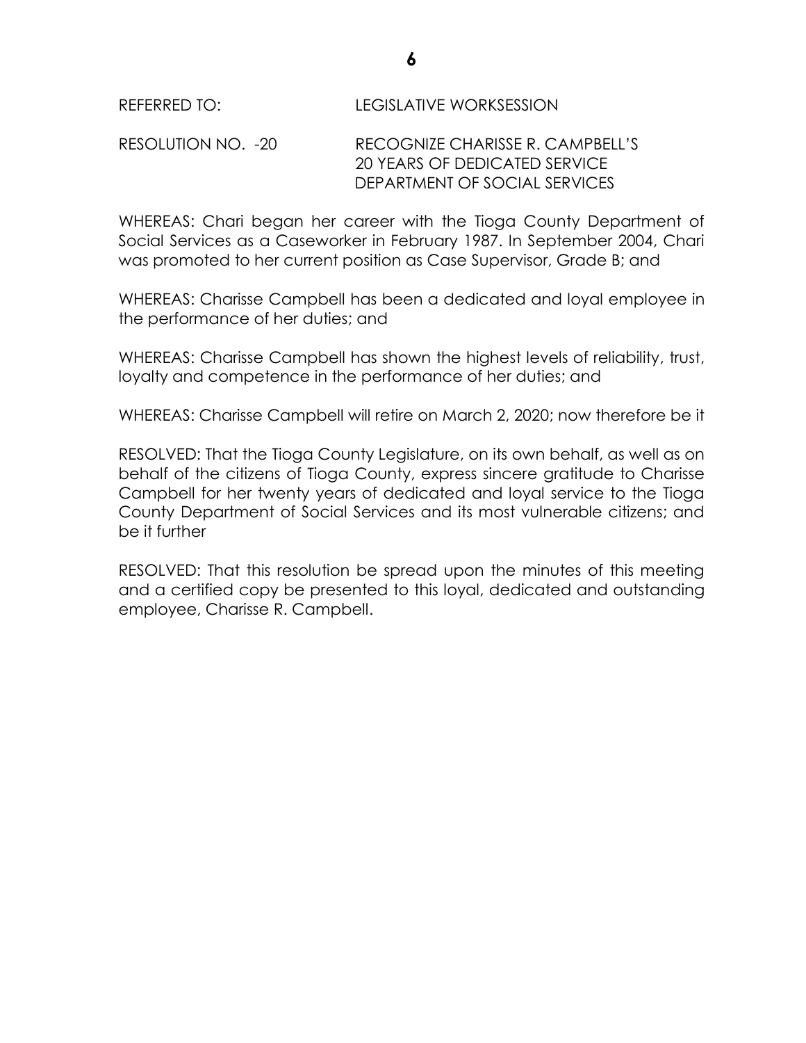REFERRED TO: LEGISLATIVE WORKSESSION

RESOLUTION NO. -20 RECOGNIZE CHARISSE R. CAMPBELL'S 20 YEARS OF DEDICATED SERVICE DEPARTMENT OF SOCIAL SERVICES

WHEREAS: Chari began her career with the Tioga County Department of Social Services as a Caseworker in February 1987. In September 2004, Chari was promoted to her current position as Case Supervisor, Grade B; and

WHEREAS: Charisse Campbell has been a dedicated and loyal employee in the performance of her duties; and

WHEREAS: Charisse Campbell has shown the highest levels of reliability, trust, loyalty and competence in the performance of her duties; and

WHEREAS: Charisse Campbell will retire on March 2, 2020; now therefore be it

RESOLVED: That the Tioga County Legislature, on its own behalf, as well as on behalf of the citizens of Tioga County, express sincere gratitude to Charisse Campbell for her twenty years of dedicated and loyal service to the Tioga County Department of Social Services and its most vulnerable citizens; and be it further

RESOLVED: That this resolution be spread upon the minutes of this meeting and a certified copy be presented to this loyal, dedicated and outstanding employee, Charisse R. Campbell.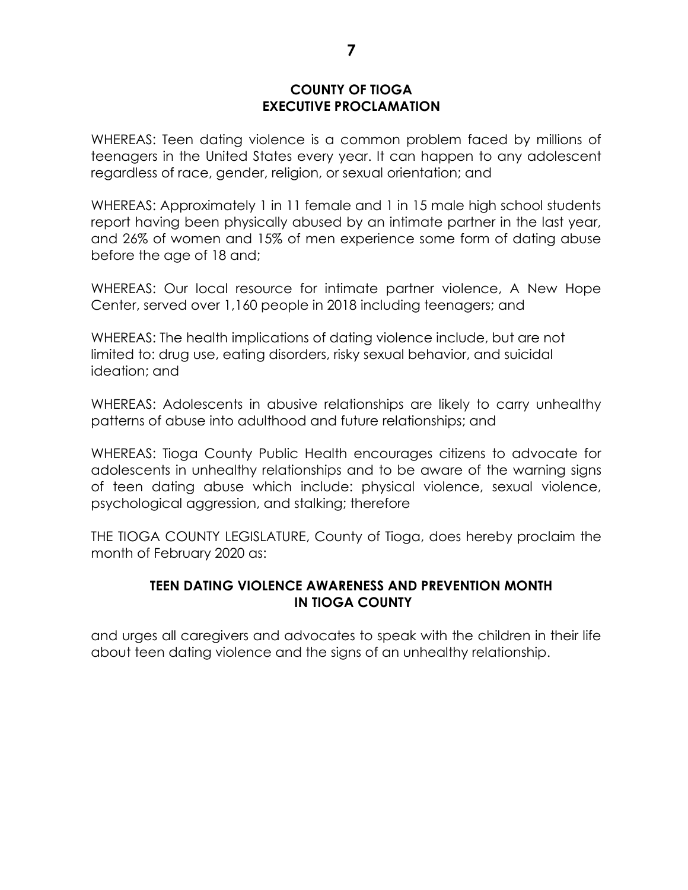## COUNTY OF TIOGA
## EXECUTIVE PROCLAMATION

WHEREAS: Teen dating violence is a common problem faced by millions of teenagers in the United States every year. It can happen to any adolescent regardless of race, gender, religion, or sexual orientation; and

WHEREAS: Approximately 1 in 11 female and 1 in 15 male high school students report having been physically abused by an intimate partner in the last year, and 26% of women and 15% of men experience some form of dating abuse before the age of 18 and;

WHEREAS: Our local resource for intimate partner violence, A New Hope Center, served over 1,160 people in 2018 including teenagers; and

WHEREAS: The health implications of dating violence include, but are not limited to: drug use, eating disorders, risky sexual behavior, and suicidal ideation; and

WHEREAS: Adolescents in abusive relationships are likely to carry unhealthy patterns of abuse into adulthood and future relationships; and

WHEREAS: Tioga County Public Health encourages citizens to advocate for adolescents in unhealthy relationships and to be aware of the warning signs of teen dating abuse which include: physical violence, sexual violence, psychological aggression, and stalking; therefore

THE TIOGA COUNTY LEGISLATURE, County of Tioga, does hereby proclaim the month of February 2020 as:

**TEEN DATING VIOLENCE AWARENESS AND PREVENTION MONTH IN TIOGA COUNTY**

and urges all caregivers and advocates to speak with the children in their life about teen dating violence and the signs of an unhealthy relationship.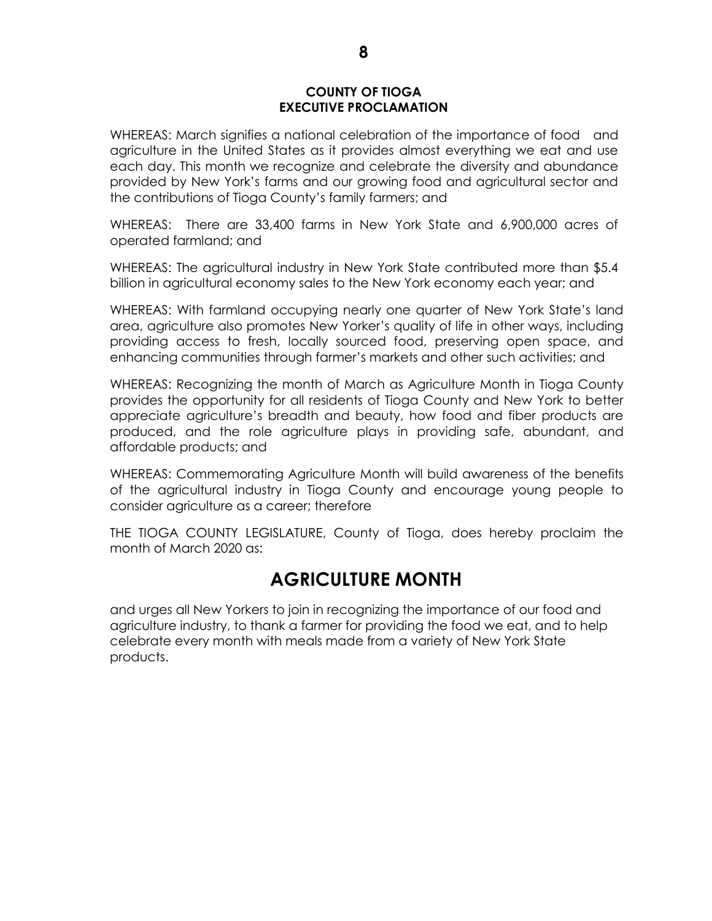**COUNTY OF TIOGA**
**EXECUTIVE PROCLAMATION**

WHEREAS: March signifies a national celebration of the importance of food and agriculture in the United States as it provides almost everything we eat and use each day. This month we recognize and celebrate the diversity and abundance provided by New York's farms and our growing food and agricultural sector and the contributions of Tioga County's family farmers; and

WHEREAS: There are 33,400 farms in New York State and 6,900,000 acres of operated farmland; and

WHEREAS: The agricultural industry in New York State contributed more than $5.4 billion in agricultural economy sales to the New York economy each year; and

WHEREAS: With farmland occupying nearly one quarter of New York State's land area, agriculture also promotes New Yorker's quality of life in other ways, including providing access to fresh, locally sourced food, preserving open space, and enhancing communities through farmer's markets and other such activities; and

WHEREAS: Recognizing the month of March as Agriculture Month in Tioga County provides the opportunity for all residents of Tioga County and New York to better appreciate agriculture's breadth and beauty, how food and fiber products are produced, and the role agriculture plays in providing safe, abundant, and affordable products; and

WHEREAS: Commemorating Agriculture Month will build awareness of the benefits of the agricultural industry in Tioga County and encourage young people to consider agriculture as a career; therefore

THE TIOGA COUNTY LEGISLATURE, County of Tioga, does hereby proclaim the month of March 2020 as:

# AGRICULTURE MONTH

and urges all New Yorkers to join in recognizing the importance of our food and agriculture industry, to thank a farmer for providing the food we eat, and to help celebrate every month with meals made from a variety of New York State products.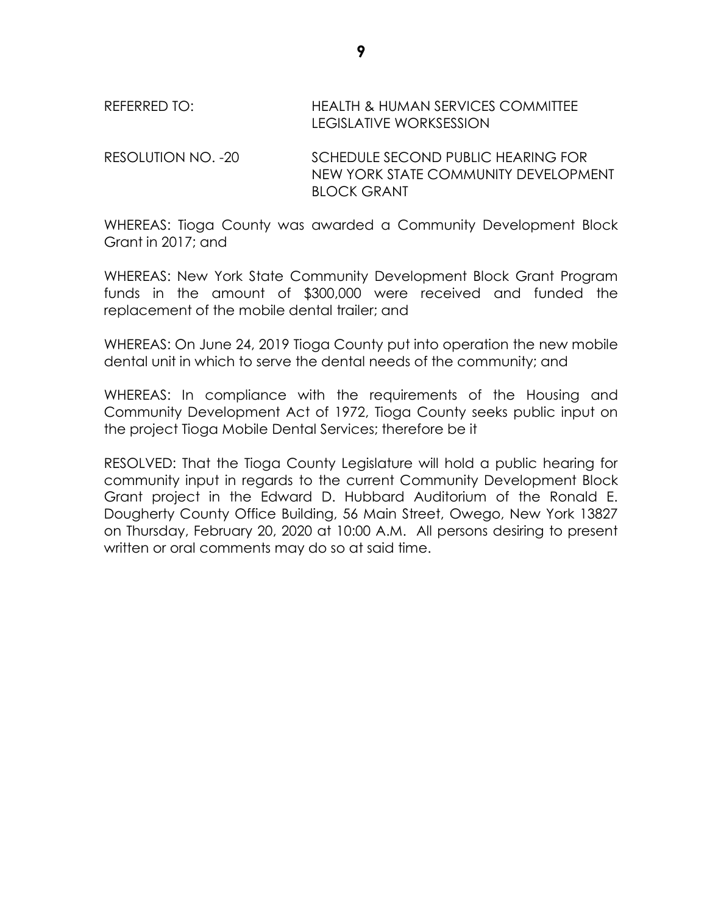REFERRED TO: HEALTH & HUMAN SERVICES COMMITTEE
LEGISLATIVE WORKSESSION

RESOLUTION NO. -20 SCHEDULE SECOND PUBLIC HEARING FOR NEW YORK STATE COMMUNITY DEVELOPMENT BLOCK GRANT

WHEREAS: Tioga County was awarded a Community Development Block Grant in 2017; and

WHEREAS: New York State Community Development Block Grant Program funds in the amount of $300,000 were received and funded the replacement of the mobile dental trailer; and

WHEREAS: On June 24, 2019 Tioga County put into operation the new mobile dental unit in which to serve the dental needs of the community; and

WHEREAS: In compliance with the requirements of the Housing and Community Development Act of 1972, Tioga County seeks public input on the project Tioga Mobile Dental Services; therefore be it

RESOLVED: That the Tioga County Legislature will hold a public hearing for community input in regards to the current Community Development Block Grant project in the Edward D. Hubbard Auditorium of the Ronald E. Dougherty County Office Building, 56 Main Street, Owego, New York 13827 on Thursday, February 20, 2020 at 10:00 A.M. All persons desiring to present written or oral comments may do so at said time.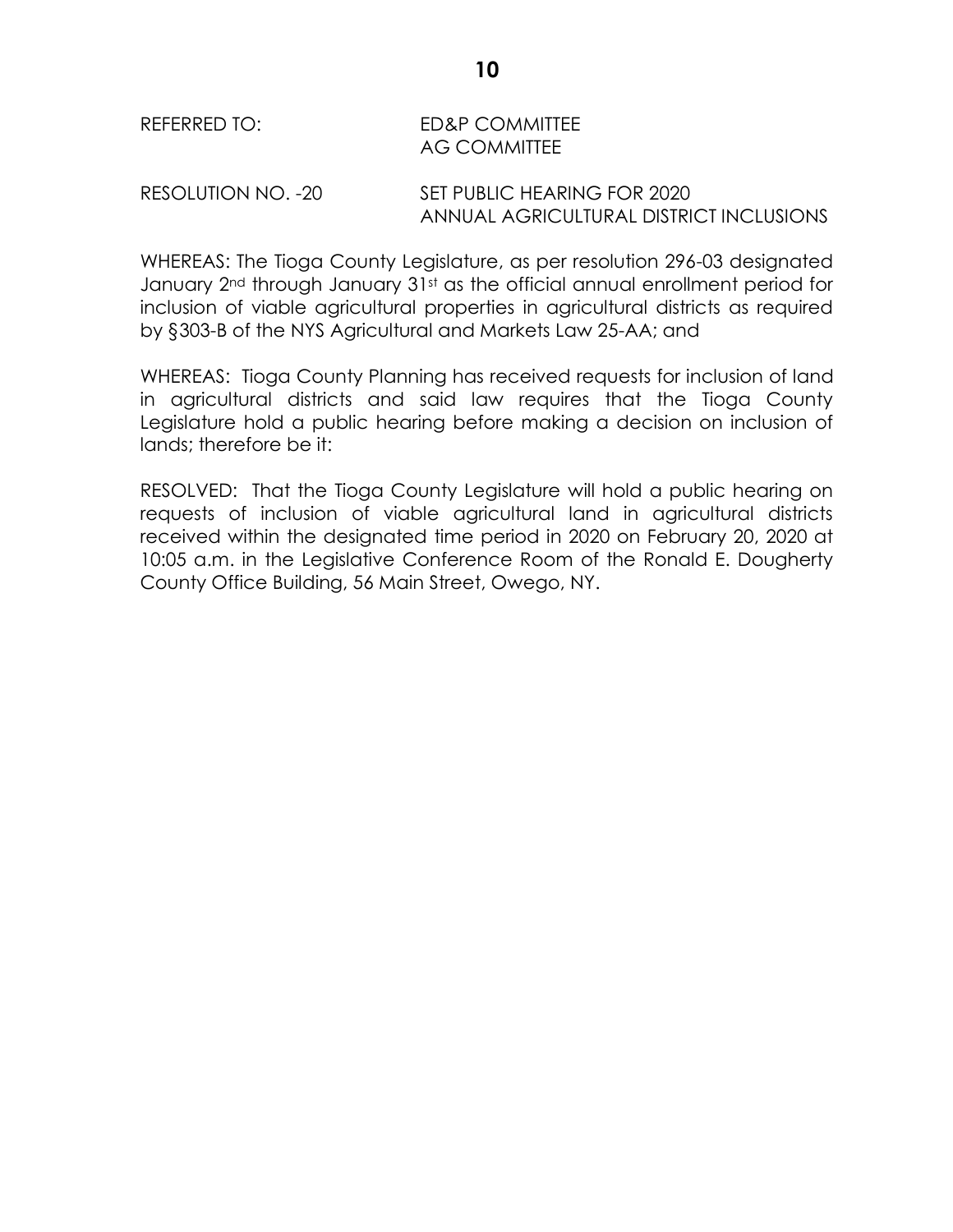REFERRED TO: ED&P COMMITTEE
AG COMMITTEE

RESOLUTION NO. -20 SET PUBLIC HEARING FOR 2020
ANNUAL AGRICULTURAL DISTRICT INCLUSIONS

WHEREAS: The Tioga County Legislature, as per resolution 296-03 designated January 2nd through January 31st as the official annual enrollment period for inclusion of viable agricultural properties in agricultural districts as required by §303-B of the NYS Agricultural and Markets Law 25-AA; and

WHEREAS: Tioga County Planning has received requests for inclusion of land in agricultural districts and said law requires that the Tioga County Legislature hold a public hearing before making a decision on inclusion of lands; therefore be it:

RESOLVED: That the Tioga County Legislature will hold a public hearing on requests of inclusion of viable agricultural land in agricultural districts received within the designated time period in 2020 on February 20, 2020 at 10:05 a.m. in the Legislative Conference Room of the Ronald E. Dougherty County Office Building, 56 Main Street, Owego, NY.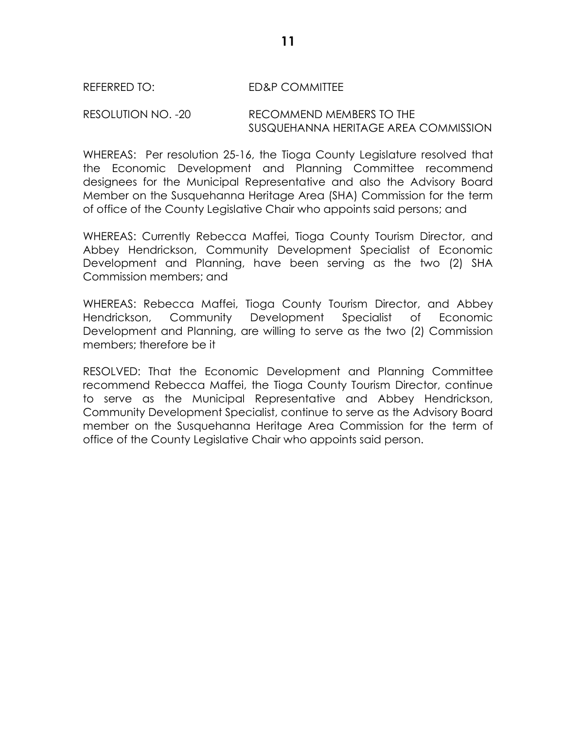REFERRED TO: ED&P COMMITTEE

RESOLUTION NO. -20 RECOMMEND MEMBERS TO THE SUSQUEHANNA HERITAGE AREA COMMISSION

WHEREAS: Per resolution 25-16, the Tioga County Legislature resolved that the Economic Development and Planning Committee recommend designees for the Municipal Representative and also the Advisory Board Member on the Susquehanna Heritage Area (SHA) Commission for the term of office of the County Legislative Chair who appoints said persons; and

WHEREAS: Currently Rebecca Maffei, Tioga County Tourism Director, and Abbey Hendrickson, Community Development Specialist of Economic Development and Planning, have been serving as the two (2) SHA Commission members; and

WHEREAS: Rebecca Maffei, Tioga County Tourism Director, and Abbey Hendrickson, Community Development Specialist of Economic Development and Planning, are willing to serve as the two (2) Commission members; therefore be it

RESOLVED: That the Economic Development and Planning Committee recommend Rebecca Maffei, the Tioga County Tourism Director, continue to serve as the Municipal Representative and Abbey Hendrickson, Community Development Specialist, continue to serve as the Advisory Board member on the Susquehanna Heritage Area Commission for the term of office of the County Legislative Chair who appoints said person.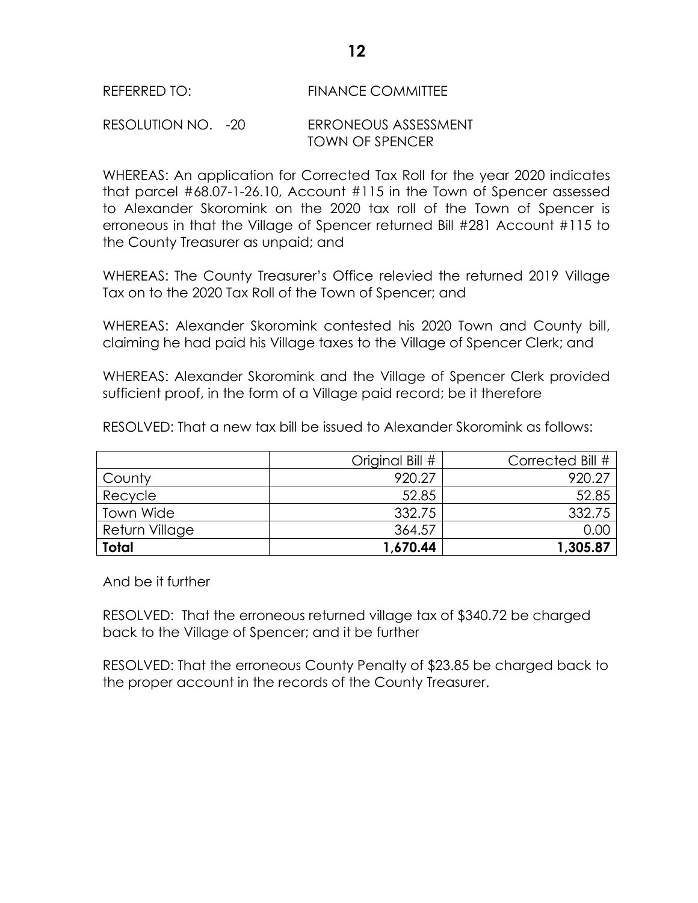REFERRED TO: FINANCE COMMITTEE

RESOLUTION NO. -20 ERRONEOUS ASSESSMENT
TOWN OF SPENCER

WHEREAS: An application for Corrected Tax Roll for the year 2020 indicates that parcel #68.07-1-26.10, Account #115 in the Town of Spencer assessed to Alexander Skoromink on the 2020 tax roll of the Town of Spencer is erroneous in that the Village of Spencer returned Bill #281 Account #115 to the County Treasurer as unpaid; and

WHEREAS: The County Treasurer's Office relevied the returned 2019 Village Tax on to the 2020 Tax Roll of the Town of Spencer; and

WHEREAS: Alexander Skoromink contested his 2020 Town and County bill, claiming he had paid his Village taxes to the Village of Spencer Clerk; and

WHEREAS: Alexander Skoromink and the Village of Spencer Clerk provided sufficient proof, in the form of a Village paid record; be it therefore

RESOLVED: That a new tax bill be issued to Alexander Skoromink as follows:

| | Original Bill # | Corrected Bill # |
|---|---:|---:|
| County | 920.27 | 920.27 |
| Recycle | 52.85 | 52.85 |
| Town Wide | 332.75 | 332.75 |
| Return Village | 364.57 | 0.00 |
| **Total** | **1,670.44** | **1,305.87** |

And be it further

RESOLVED: That the erroneous returned village tax of $340.72 be charged back to the Village of Spencer; and it be further

RESOLVED: That the erroneous County Penalty of $23.85 be charged back to the proper account in the records of the County Treasurer.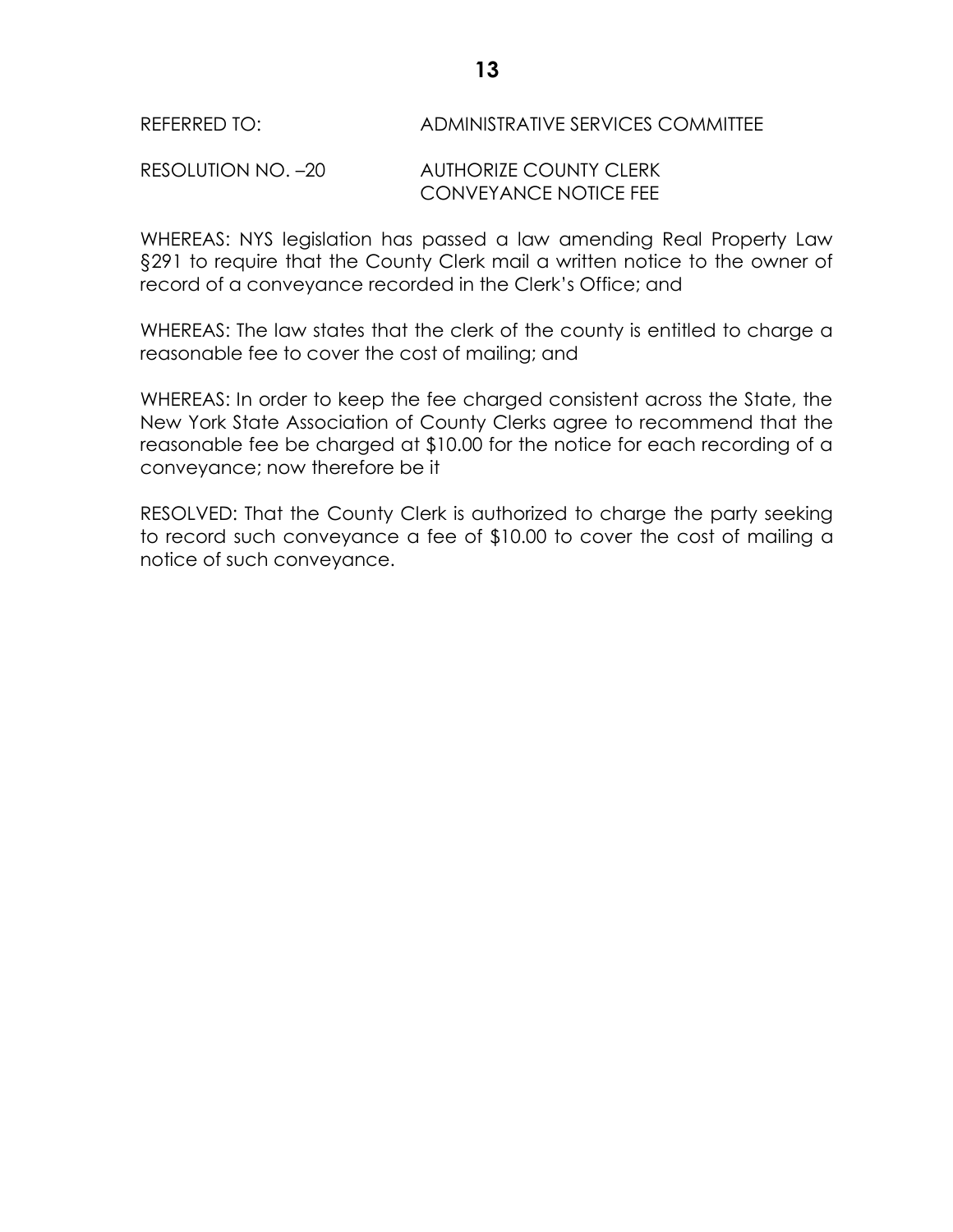REFERRED TO: ADMINISTRATIVE SERVICES COMMITTEE

RESOLUTION NO. –20 AUTHORIZE COUNTY CLERK CONVEYANCE NOTICE FEE

WHEREAS: NYS legislation has passed a law amending Real Property Law §291 to require that the County Clerk mail a written notice to the owner of record of a conveyance recorded in the Clerk's Office; and

WHEREAS: The law states that the clerk of the county is entitled to charge a reasonable fee to cover the cost of mailing; and

WHEREAS: In order to keep the fee charged consistent across the State, the New York State Association of County Clerks agree to recommend that the reasonable fee be charged at $10.00 for the notice for each recording of a conveyance; now therefore be it

RESOLVED: That the County Clerk is authorized to charge the party seeking to record such conveyance a fee of $10.00 to cover the cost of mailing a notice of such conveyance.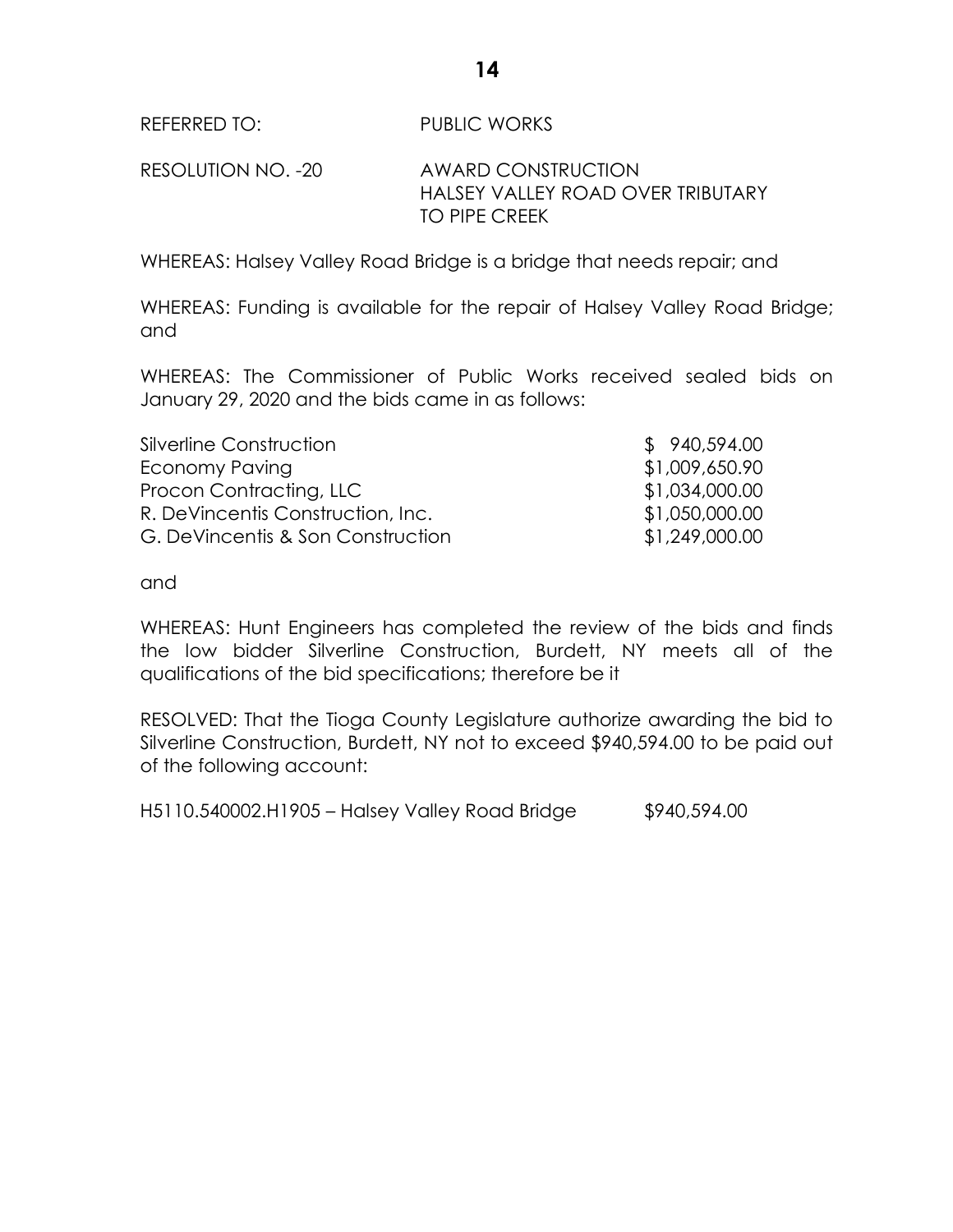REFERRED TO: PUBLIC WORKS

RESOLUTION NO. -20 AWARD CONSTRUCTION HALSEY VALLEY ROAD OVER TRIBUTARY TO PIPE CREEK

WHEREAS: Halsey Valley Road Bridge is a bridge that needs repair; and

WHEREAS: Funding is available for the repair of Halsey Valley Road Bridge; and

WHEREAS: The Commissioner of Public Works received sealed bids on January 29, 2020 and the bids came in as follows:

| | |
|---|---|
| Silverline Construction | $ 940,594.00 |
| Economy Paving | $1,009,650.90 |
| Procon Contracting, LLC | $1,034,000.00 |
| R. DeVincentis Construction, Inc. | $1,050,000.00 |
| G. DeVincentis & Son Construction | $1,249,000.00 |

and

WHEREAS: Hunt Engineers has completed the review of the bids and finds the low bidder Silverline Construction, Burdett, NY meets all of the qualifications of the bid specifications; therefore be it

RESOLVED: That the Tioga County Legislature authorize awarding the bid to Silverline Construction, Burdett, NY not to exceed $940,594.00 to be paid out of the following account:

H5110.540002.H1905 – Halsey Valley Road Bridge $940,594.00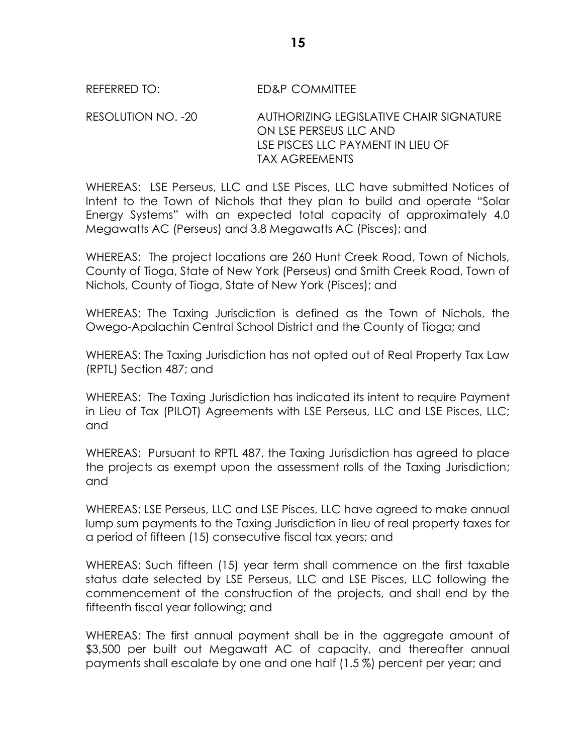REFERRED TO: ED&P COMMITTEE

RESOLUTION NO. -20 AUTHORIZING LEGISLATIVE CHAIR SIGNATURE ON LSE PERSEUS LLC AND LSE PISCES LLC PAYMENT IN LIEU OF TAX AGREEMENTS

WHEREAS: LSE Perseus, LLC and LSE Pisces, LLC have submitted Notices of Intent to the Town of Nichols that they plan to build and operate "Solar Energy Systems" with an expected total capacity of approximately 4.0 Megawatts AC (Perseus) and 3.8 Megawatts AC (Pisces); and

WHEREAS: The project locations are 260 Hunt Creek Road, Town of Nichols, County of Tioga, State of New York (Perseus) and Smith Creek Road, Town of Nichols, County of Tioga, State of New York (Pisces); and

WHEREAS: The Taxing Jurisdiction is defined as the Town of Nichols, the Owego-Apalachin Central School District and the County of Tioga; and

WHEREAS: The Taxing Jurisdiction has not opted out of Real Property Tax Law (RPTL) Section 487; and

WHEREAS: The Taxing Jurisdiction has indicated its intent to require Payment in Lieu of Tax (PILOT) Agreements with LSE Perseus, LLC and LSE Pisces, LLC; and

WHEREAS: Pursuant to RPTL 487, the Taxing Jurisdiction has agreed to place the projects as exempt upon the assessment rolls of the Taxing Jurisdiction; and

WHEREAS: LSE Perseus, LLC and LSE Pisces, LLC have agreed to make annual lump sum payments to the Taxing Jurisdiction in lieu of real property taxes for a period of fifteen (15) consecutive fiscal tax years; and

WHEREAS: Such fifteen (15) year term shall commence on the first taxable status date selected by LSE Perseus, LLC and LSE Pisces, LLC following the commencement of the construction of the projects, and shall end by the fifteenth fiscal year following; and

WHEREAS: The first annual payment shall be in the aggregate amount of $3,500 per built out Megawatt AC of capacity, and thereafter annual payments shall escalate by one and one half (1.5 %) percent per year; and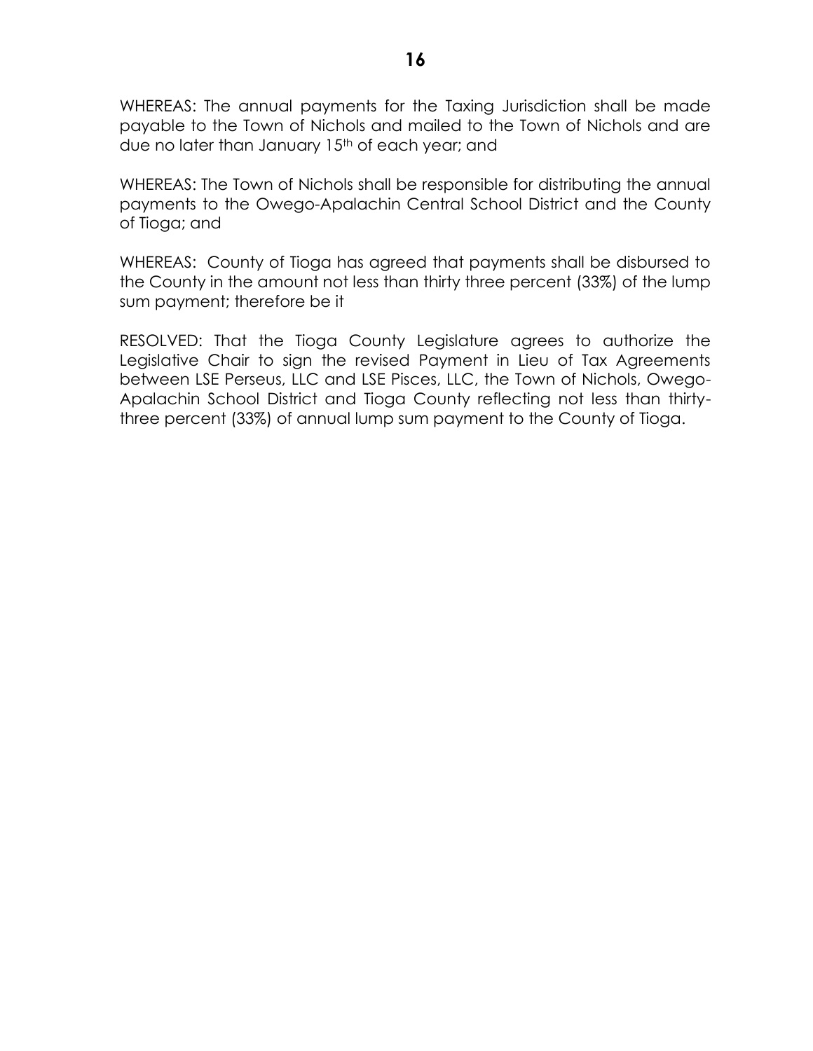WHEREAS: The annual payments for the Taxing Jurisdiction shall be made payable to the Town of Nichols and mailed to the Town of Nichols and are due no later than January 15th of each year; and

WHEREAS: The Town of Nichols shall be responsible for distributing the annual payments to the Owego-Apalachin Central School District and the County of Tioga; and

WHEREAS: County of Tioga has agreed that payments shall be disbursed to the County in the amount not less than thirty three percent (33%) of the lump sum payment; therefore be it

RESOLVED: That the Tioga County Legislature agrees to authorize the Legislative Chair to sign the revised Payment in Lieu of Tax Agreements between LSE Perseus, LLC and LSE Pisces, LLC, the Town of Nichols, Owego-Apalachin School District and Tioga County reflecting not less than thirty-three percent (33%) of annual lump sum payment to the County of Tioga.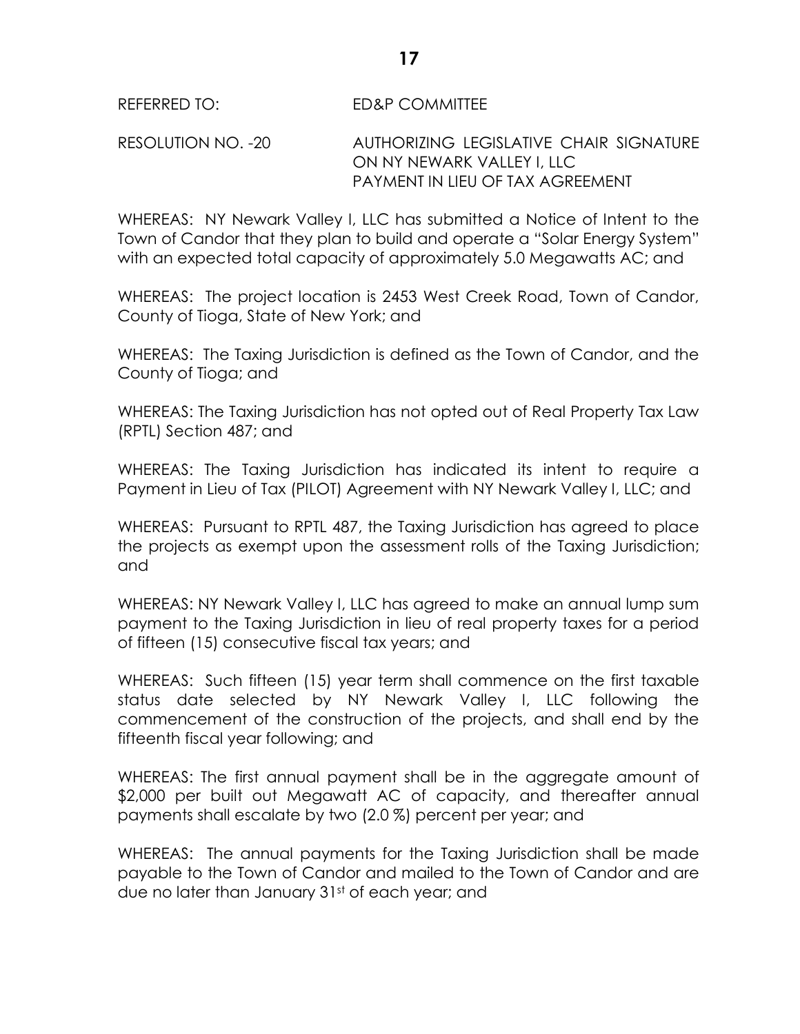REFERRED TO: ED&P COMMITTEE

RESOLUTION NO. -20 AUTHORIZING LEGISLATIVE CHAIR SIGNATURE ON NY NEWARK VALLEY I, LLC PAYMENT IN LIEU OF TAX AGREEMENT

WHEREAS: NY Newark Valley I, LLC has submitted a Notice of Intent to the Town of Candor that they plan to build and operate a "Solar Energy System" with an expected total capacity of approximately 5.0 Megawatts AC; and

WHEREAS: The project location is 2453 West Creek Road, Town of Candor, County of Tioga, State of New York; and

WHEREAS: The Taxing Jurisdiction is defined as the Town of Candor, and the County of Tioga; and

WHEREAS: The Taxing Jurisdiction has not opted out of Real Property Tax Law (RPTL) Section 487; and

WHEREAS: The Taxing Jurisdiction has indicated its intent to require a Payment in Lieu of Tax (PILOT) Agreement with NY Newark Valley I, LLC; and

WHEREAS: Pursuant to RPTL 487, the Taxing Jurisdiction has agreed to place the projects as exempt upon the assessment rolls of the Taxing Jurisdiction; and

WHEREAS: NY Newark Valley I, LLC has agreed to make an annual lump sum payment to the Taxing Jurisdiction in lieu of real property taxes for a period of fifteen (15) consecutive fiscal tax years; and

WHEREAS: Such fifteen (15) year term shall commence on the first taxable status date selected by NY Newark Valley I, LLC following the commencement of the construction of the projects, and shall end by the fifteenth fiscal year following; and

WHEREAS: The first annual payment shall be in the aggregate amount of $2,000 per built out Megawatt AC of capacity, and thereafter annual payments shall escalate by two (2.0 %) percent per year; and

WHEREAS: The annual payments for the Taxing Jurisdiction shall be made payable to the Town of Candor and mailed to the Town of Candor and are due no later than January 31st of each year; and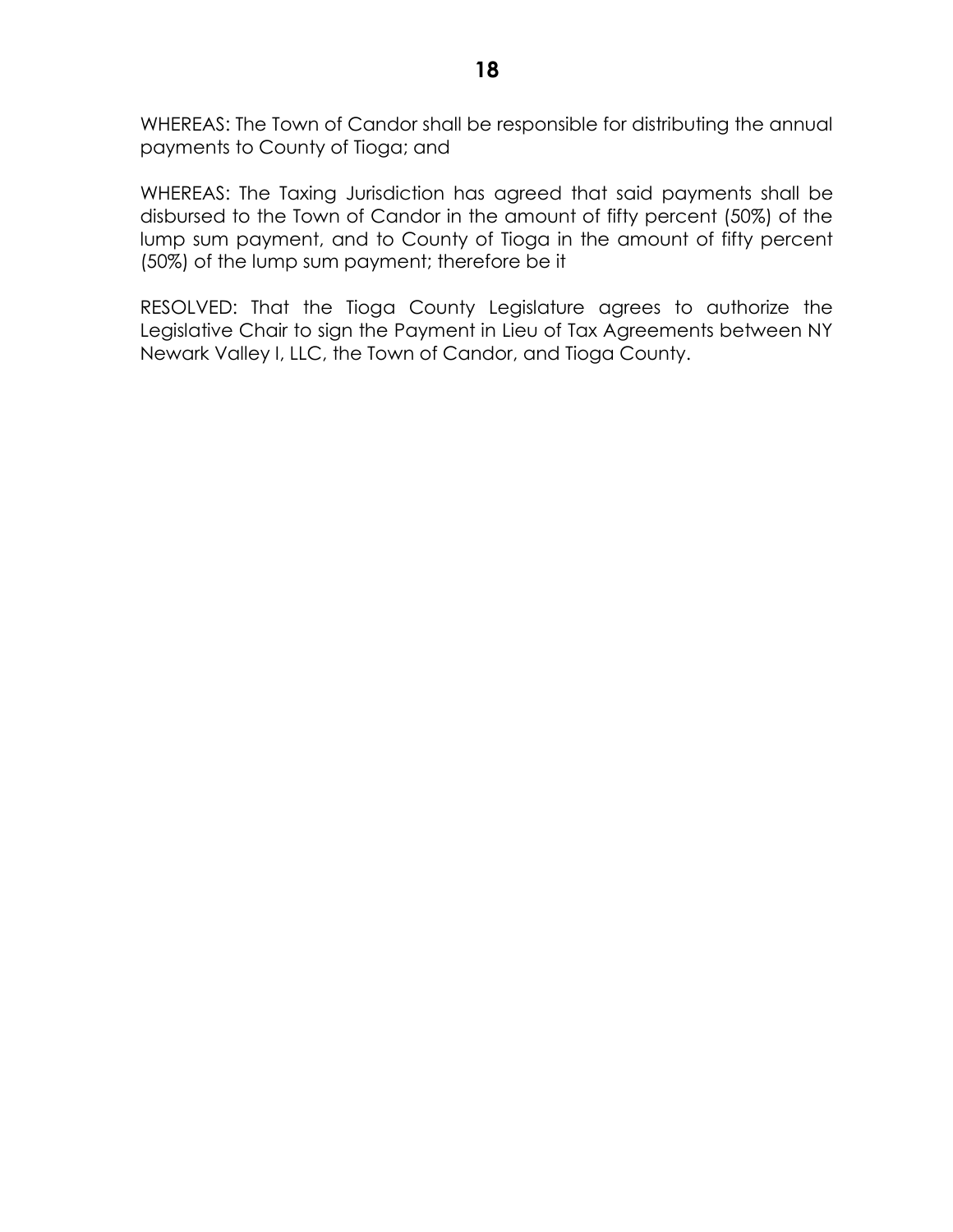WHEREAS: The Town of Candor shall be responsible for distributing the annual payments to County of Tioga; and

WHEREAS: The Taxing Jurisdiction has agreed that said payments shall be disbursed to the Town of Candor in the amount of fifty percent (50%) of the lump sum payment, and to County of Tioga in the amount of fifty percent (50%) of the lump sum payment; therefore be it

RESOLVED: That the Tioga County Legislature agrees to authorize the Legislative Chair to sign the Payment in Lieu of Tax Agreements between NY Newark Valley I, LLC, the Town of Candor, and Tioga County.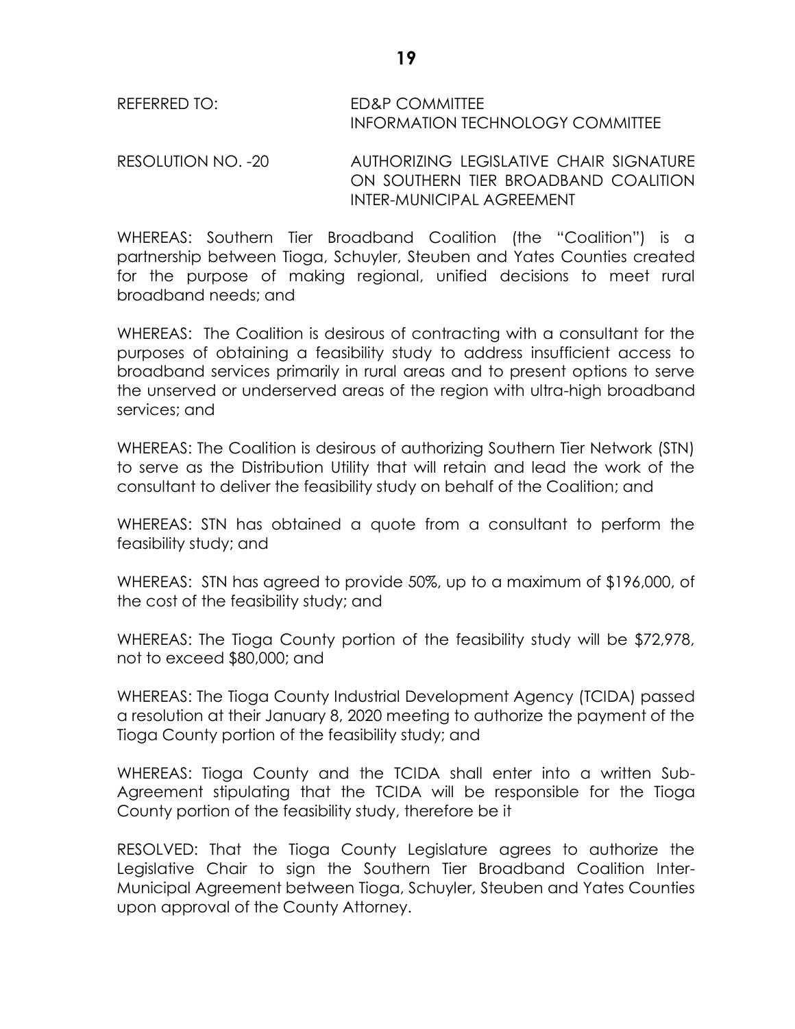REFERRED TO: ED&P COMMITTEE
INFORMATION TECHNOLOGY COMMITTEE

RESOLUTION NO. -20 AUTHORIZING LEGISLATIVE CHAIR SIGNATURE ON SOUTHERN TIER BROADBAND COALITION INTER-MUNICIPAL AGREEMENT

WHEREAS: Southern Tier Broadband Coalition (the "Coalition") is a partnership between Tioga, Schuyler, Steuben and Yates Counties created for the purpose of making regional, unified decisions to meet rural broadband needs; and

WHEREAS: The Coalition is desirous of contracting with a consultant for the purposes of obtaining a feasibility study to address insufficient access to broadband services primarily in rural areas and to present options to serve the unserved or underserved areas of the region with ultra-high broadband services; and

WHEREAS: The Coalition is desirous of authorizing Southern Tier Network (STN) to serve as the Distribution Utility that will retain and lead the work of the consultant to deliver the feasibility study on behalf of the Coalition; and

WHEREAS: STN has obtained a quote from a consultant to perform the feasibility study; and

WHEREAS: STN has agreed to provide 50%, up to a maximum of $196,000, of the cost of the feasibility study; and

WHEREAS: The Tioga County portion of the feasibility study will be $72,978, not to exceed $80,000; and

WHEREAS: The Tioga County Industrial Development Agency (TCIDA) passed a resolution at their January 8, 2020 meeting to authorize the payment of the Tioga County portion of the feasibility study; and

WHEREAS: Tioga County and the TCIDA shall enter into a written Sub-Agreement stipulating that the TCIDA will be responsible for the Tioga County portion of the feasibility study, therefore be it

RESOLVED: That the Tioga County Legislature agrees to authorize the Legislative Chair to sign the Southern Tier Broadband Coalition Inter-Municipal Agreement between Tioga, Schuyler, Steuben and Yates Counties upon approval of the County Attorney.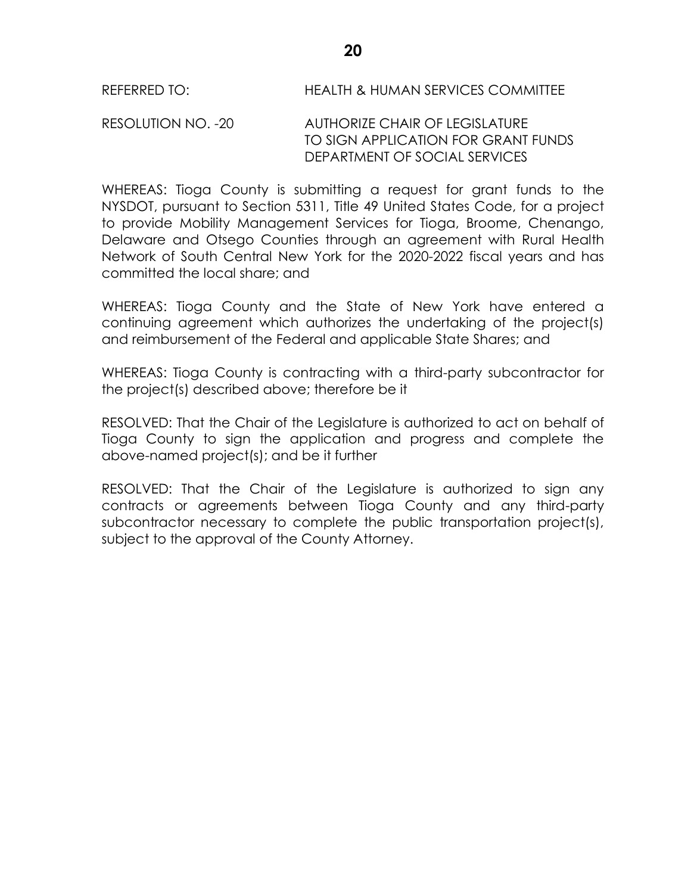REFERRED TO: HEALTH & HUMAN SERVICES COMMITTEE

RESOLUTION NO. -20 AUTHORIZE CHAIR OF LEGISLATURE TO SIGN APPLICATION FOR GRANT FUNDS DEPARTMENT OF SOCIAL SERVICES

WHEREAS: Tioga County is submitting a request for grant funds to the NYSDOT, pursuant to Section 5311, Title 49 United States Code, for a project to provide Mobility Management Services for Tioga, Broome, Chenango, Delaware and Otsego Counties through an agreement with Rural Health Network of South Central New York for the 2020-2022 fiscal years and has committed the local share; and

WHEREAS: Tioga County and the State of New York have entered a continuing agreement which authorizes the undertaking of the project(s) and reimbursement of the Federal and applicable State Shares; and

WHEREAS: Tioga County is contracting with a third-party subcontractor for the project(s) described above; therefore be it

RESOLVED: That the Chair of the Legislature is authorized to act on behalf of Tioga County to sign the application and progress and complete the above-named project(s); and be it further

RESOLVED: That the Chair of the Legislature is authorized to sign any contracts or agreements between Tioga County and any third-party subcontractor necessary to complete the public transportation project(s), subject to the approval of the County Attorney.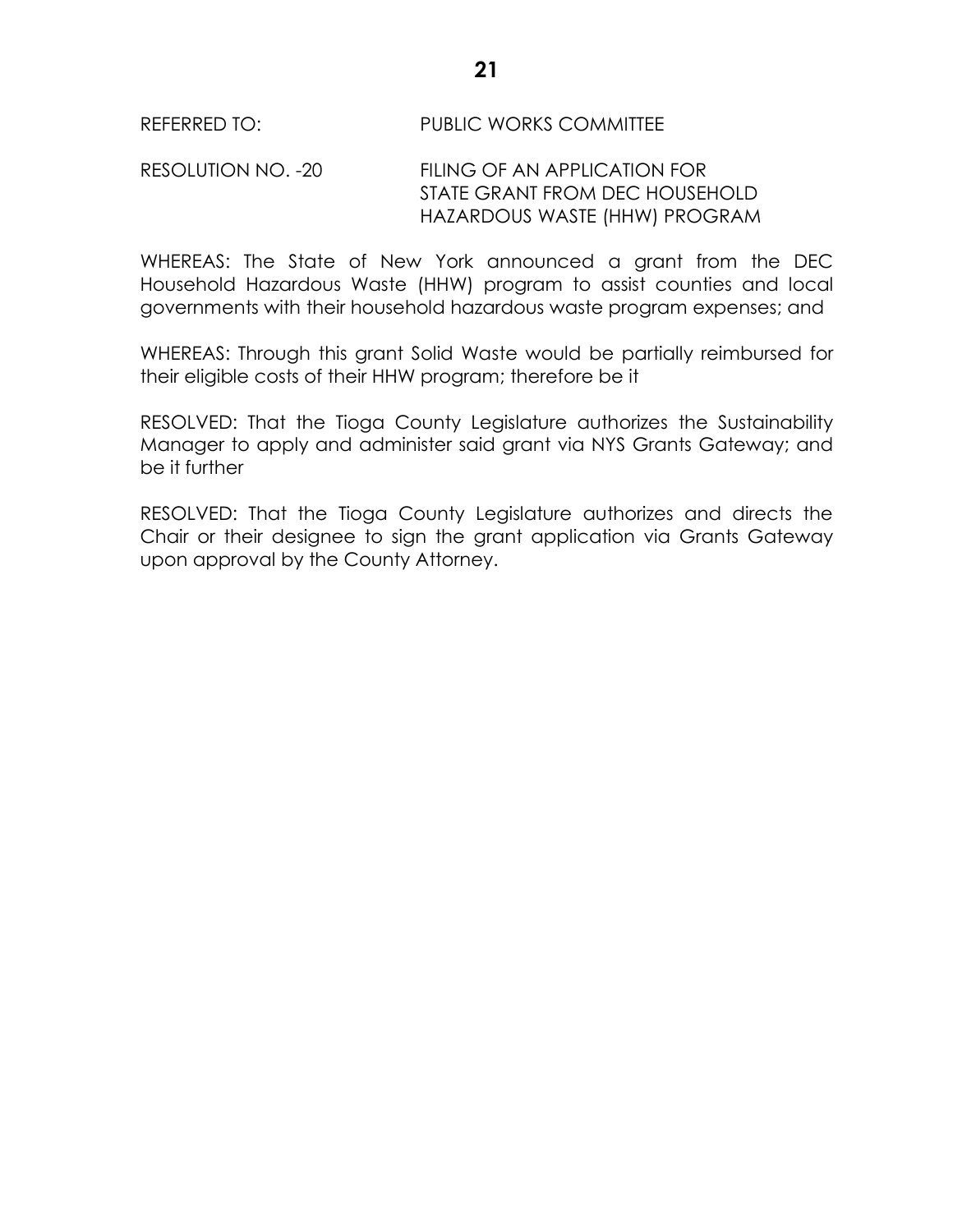REFERRED TO: PUBLIC WORKS COMMITTEE

RESOLUTION NO. -20 FILING OF AN APPLICATION FOR STATE GRANT FROM DEC HOUSEHOLD HAZARDOUS WASTE (HHW) PROGRAM

WHEREAS: The State of New York announced a grant from the DEC Household Hazardous Waste (HHW) program to assist counties and local governments with their household hazardous waste program expenses; and

WHEREAS: Through this grant Solid Waste would be partially reimbursed for their eligible costs of their HHW program; therefore be it

RESOLVED: That the Tioga County Legislature authorizes the Sustainability Manager to apply and administer said grant via NYS Grants Gateway; and be it further

RESOLVED: That the Tioga County Legislature authorizes and directs the Chair or their designee to sign the grant application via Grants Gateway upon approval by the County Attorney.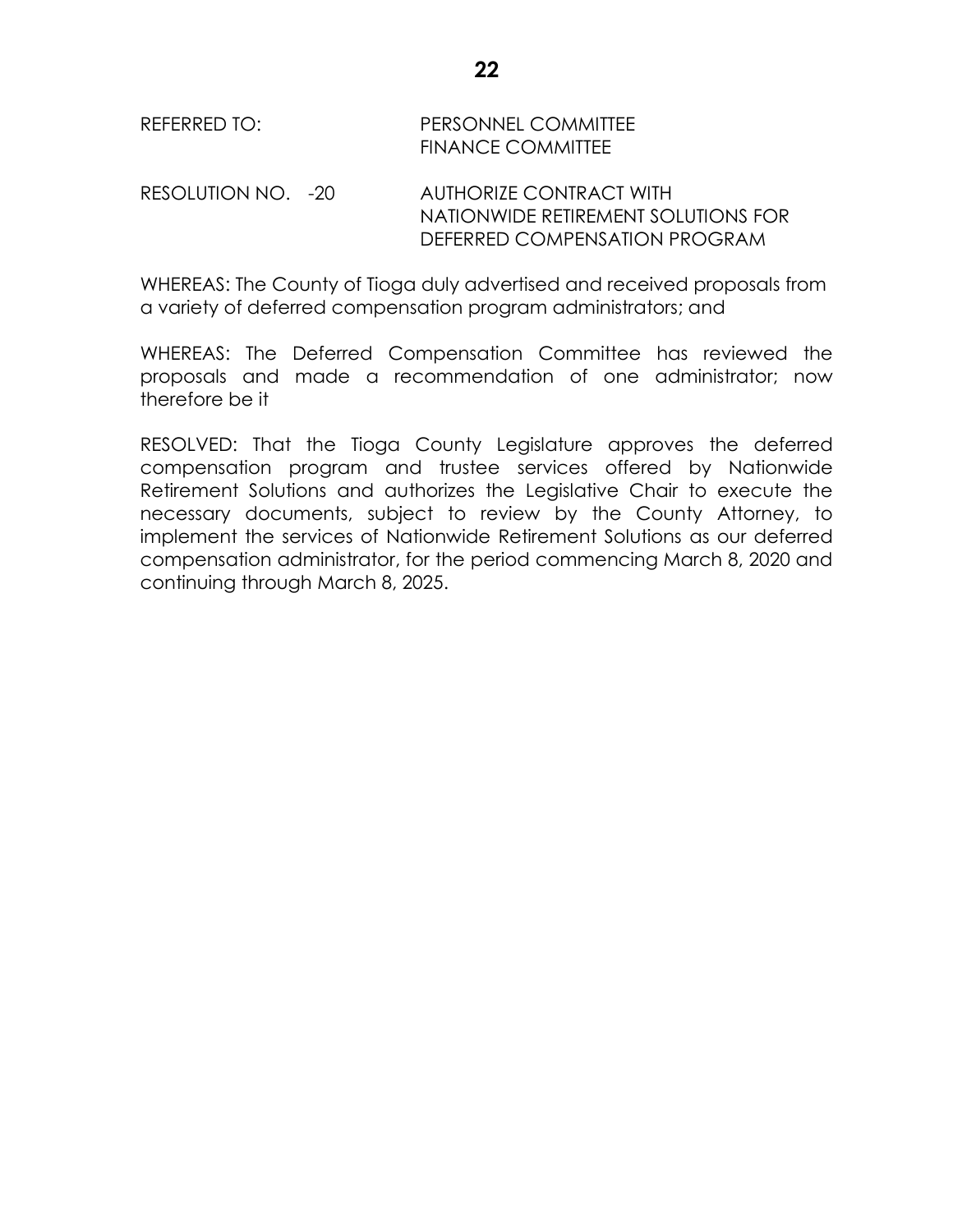REFERRED TO: PERSONNEL COMMITTEE
FINANCE COMMITTEE

RESOLUTION NO. -20 AUTHORIZE CONTRACT WITH NATIONWIDE RETIREMENT SOLUTIONS FOR DEFERRED COMPENSATION PROGRAM

WHEREAS: The County of Tioga duly advertised and received proposals from a variety of deferred compensation program administrators; and

WHEREAS: The Deferred Compensation Committee has reviewed the proposals and made a recommendation of one administrator; now therefore be it

RESOLVED: That the Tioga County Legislature approves the deferred compensation program and trustee services offered by Nationwide Retirement Solutions and authorizes the Legislative Chair to execute the necessary documents, subject to review by the County Attorney, to implement the services of Nationwide Retirement Solutions as our deferred compensation administrator, for the period commencing March 8, 2020 and continuing through March 8, 2025.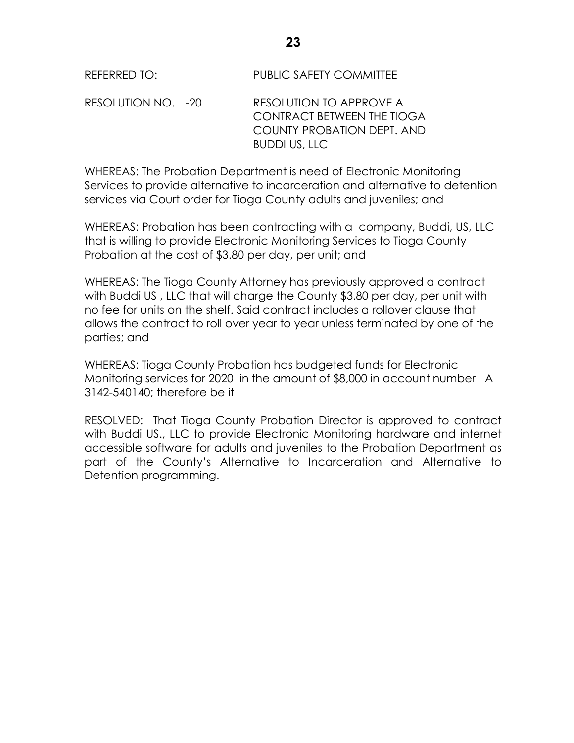REFERRED TO: PUBLIC SAFETY COMMITTEE

RESOLUTION NO. -20 RESOLUTION TO APPROVE A CONTRACT BETWEEN THE TIOGA COUNTY PROBATION DEPT. AND BUDDI US, LLC

WHEREAS: The Probation Department is need of Electronic Monitoring Services to provide alternative to incarceration and alternative to detention services via Court order for Tioga County adults and juveniles; and

WHEREAS: Probation has been contracting with a company, Buddi, US, LLC that is willing to provide Electronic Monitoring Services to Tioga County Probation at the cost of $3.80 per day, per unit; and

WHEREAS: The Tioga County Attorney has previously approved a contract with Buddi US , LLC that will charge the County $3.80 per day, per unit with no fee for units on the shelf. Said contract includes a rollover clause that allows the contract to roll over year to year unless terminated by one of the parties; and

WHEREAS: Tioga County Probation has budgeted funds for Electronic Monitoring services for 2020 in the amount of $8,000 in account number A 3142-540140; therefore be it

RESOLVED: That Tioga County Probation Director is approved to contract with Buddi US., LLC to provide Electronic Monitoring hardware and internet accessible software for adults and juveniles to the Probation Department as part of the County's Alternative to Incarceration and Alternative to Detention programming.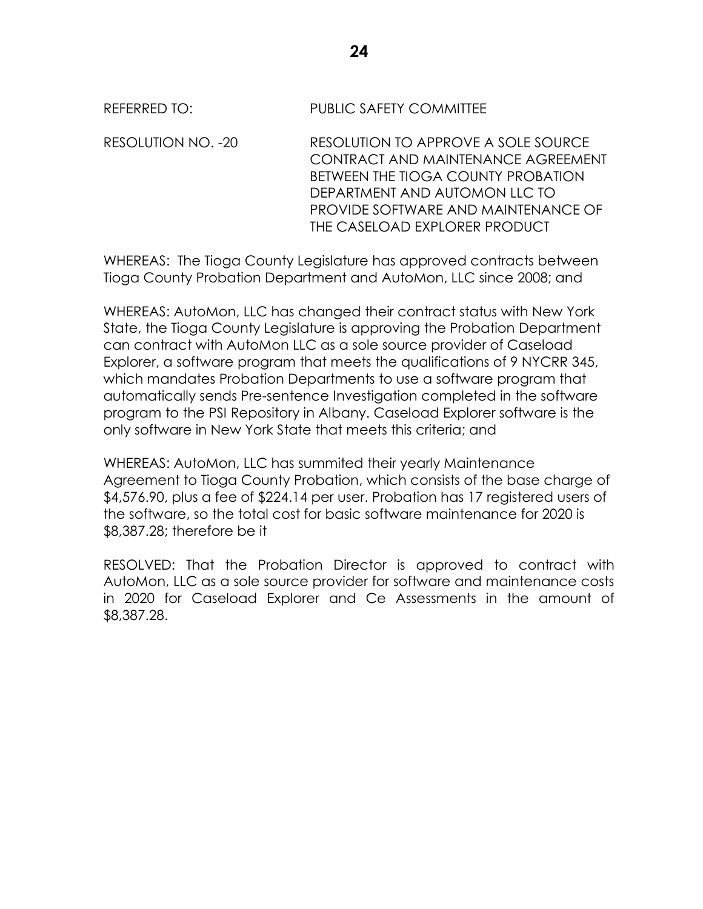REFERRED TO: PUBLIC SAFETY COMMITTEE

RESOLUTION NO. -20 RESOLUTION TO APPROVE A SOLE SOURCE CONTRACT AND MAINTENANCE AGREEMENT BETWEEN THE TIOGA COUNTY PROBATION DEPARTMENT AND AUTOMON LLC TO PROVIDE SOFTWARE AND MAINTENANCE OF THE CASELOAD EXPLORER PRODUCT

WHEREAS: The Tioga County Legislature has approved contracts between Tioga County Probation Department and AutoMon, LLC since 2008; and

WHEREAS: AutoMon, LLC has changed their contract status with New York State, the Tioga County Legislature is approving the Probation Department can contract with AutoMon LLC as a sole source provider of Caseload Explorer, a software program that meets the qualifications of 9 NYCRR 345, which mandates Probation Departments to use a software program that automatically sends Pre-sentence Investigation completed in the software program to the PSI Repository in Albany. Caseload Explorer software is the only software in New York State that meets this criteria; and

WHEREAS: AutoMon, LLC has summited their yearly Maintenance Agreement to Tioga County Probation, which consists of the base charge of $4,576.90, plus a fee of $224.14 per user. Probation has 17 registered users of the software, so the total cost for basic software maintenance for 2020 is $8,387.28; therefore be it

RESOLVED: That the Probation Director is approved to contract with AutoMon, LLC as a sole source provider for software and maintenance costs in 2020 for Caseload Explorer and Ce Assessments in the amount of $8,387.28.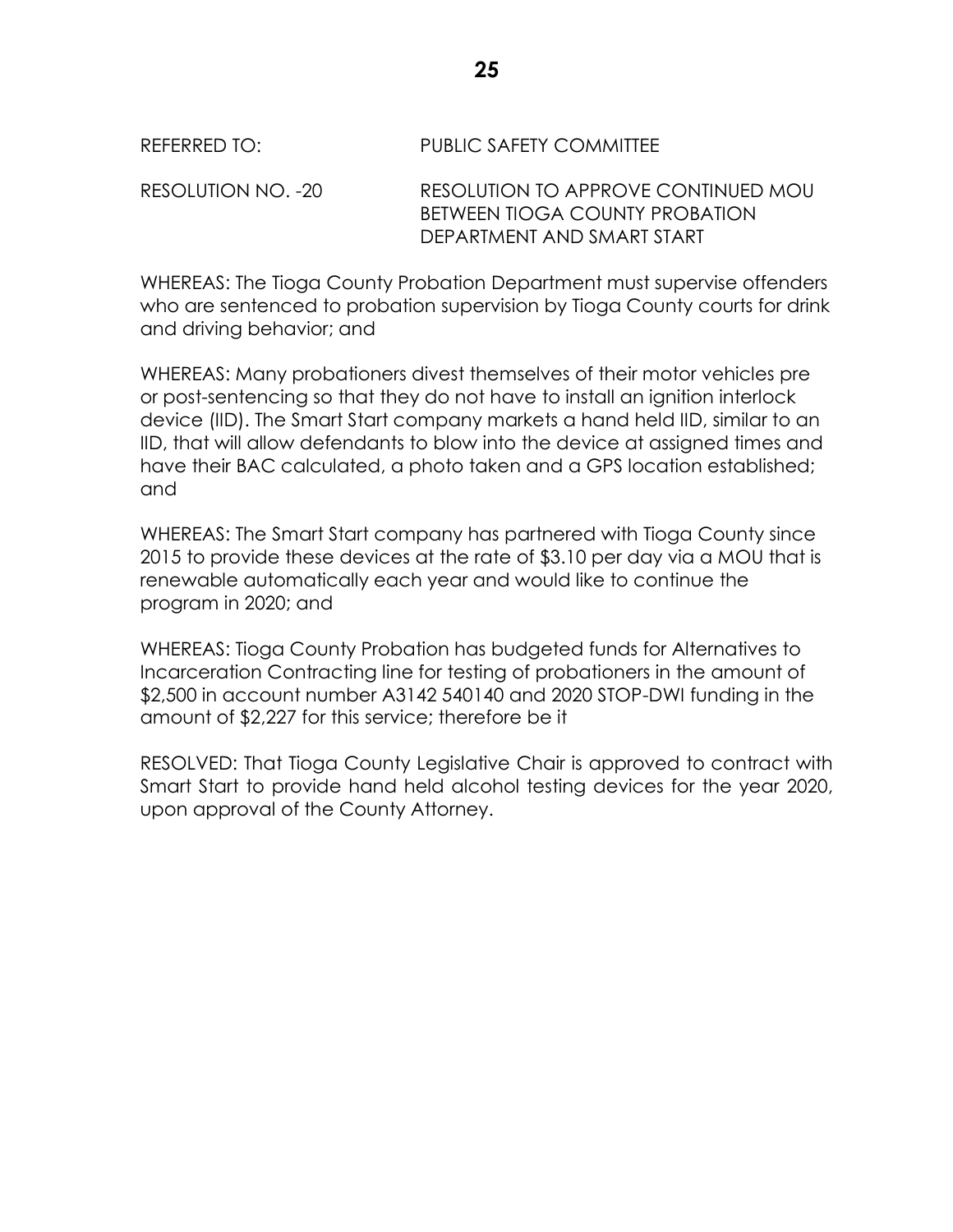REFERRED TO: PUBLIC SAFETY COMMITTEE

RESOLUTION NO. -20 RESOLUTION TO APPROVE CONTINUED MOU BETWEEN TIOGA COUNTY PROBATION DEPARTMENT AND SMART START

WHEREAS: The Tioga County Probation Department must supervise offenders who are sentenced to probation supervision by Tioga County courts for drink and driving behavior; and

WHEREAS: Many probationers divest themselves of their motor vehicles pre or post-sentencing so that they do not have to install an ignition interlock device (IID). The Smart Start company markets a hand held IID, similar to an IID, that will allow defendants to blow into the device at assigned times and have their BAC calculated, a photo taken and a GPS location established; and

WHEREAS: The Smart Start company has partnered with Tioga County since 2015 to provide these devices at the rate of $3.10 per day via a MOU that is renewable automatically each year and would like to continue the program in 2020; and

WHEREAS: Tioga County Probation has budgeted funds for Alternatives to Incarceration Contracting line for testing of probationers in the amount of $2,500 in account number A3142 540140 and 2020 STOP-DWI funding in the amount of $2,227 for this service; therefore be it

RESOLVED: That Tioga County Legislative Chair is approved to contract with Smart Start to provide hand held alcohol testing devices for the year 2020, upon approval of the County Attorney.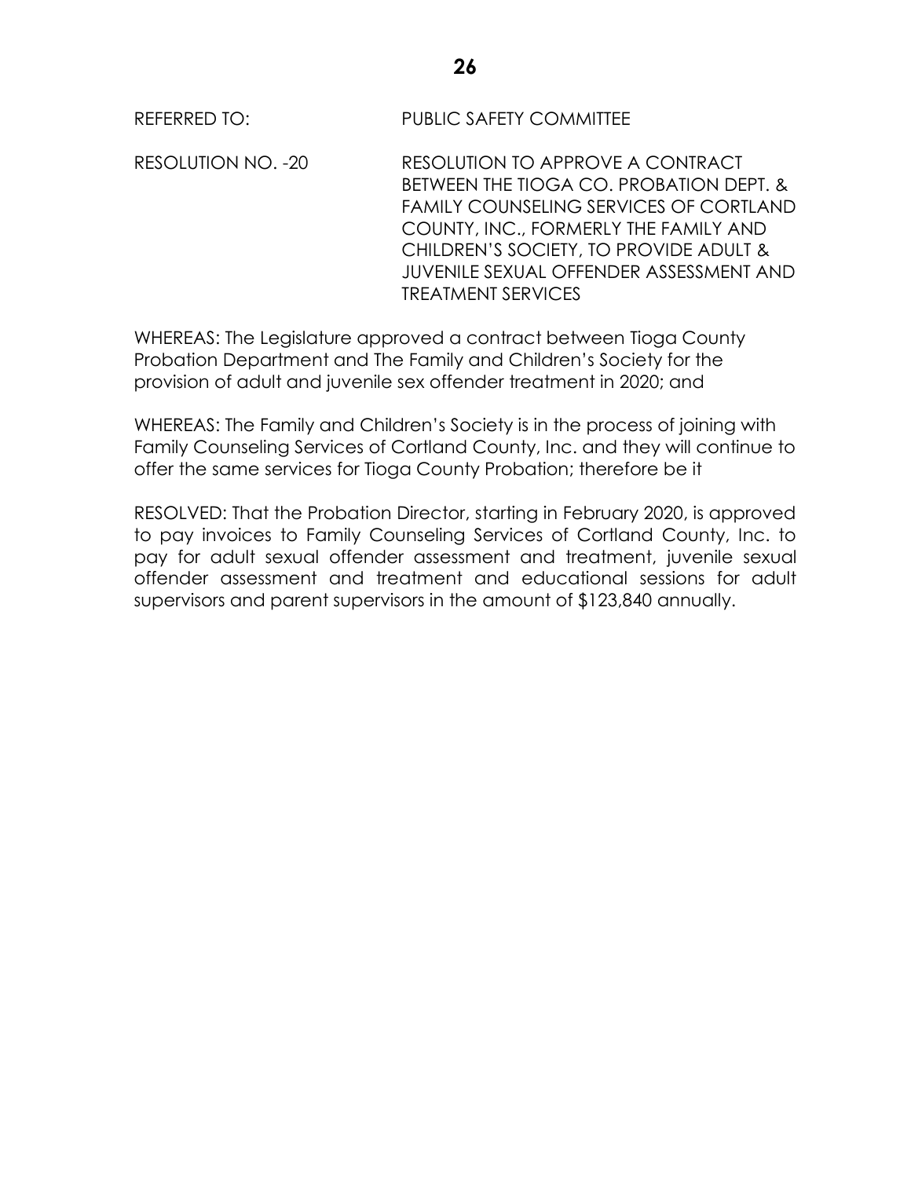REFERRED TO: PUBLIC SAFETY COMMITTEE

RESOLUTION NO. -20 RESOLUTION TO APPROVE A CONTRACT BETWEEN THE TIOGA CO. PROBATION DEPT. & FAMILY COUNSELING SERVICES OF CORTLAND COUNTY, INC., FORMERLY THE FAMILY AND CHILDREN'S SOCIETY, TO PROVIDE ADULT & JUVENILE SEXUAL OFFENDER ASSESSMENT AND TREATMENT SERVICES

WHEREAS: The Legislature approved a contract between Tioga County Probation Department and The Family and Children's Society for the provision of adult and juvenile sex offender treatment in 2020; and

WHEREAS: The Family and Children's Society is in the process of joining with Family Counseling Services of Cortland County, Inc. and they will continue to offer the same services for Tioga County Probation; therefore be it

RESOLVED: That the Probation Director, starting in February 2020, is approved to pay invoices to Family Counseling Services of Cortland County, Inc. to pay for adult sexual offender assessment and treatment, juvenile sexual offender assessment and treatment and educational sessions for adult supervisors and parent supervisors in the amount of $123,840 annually.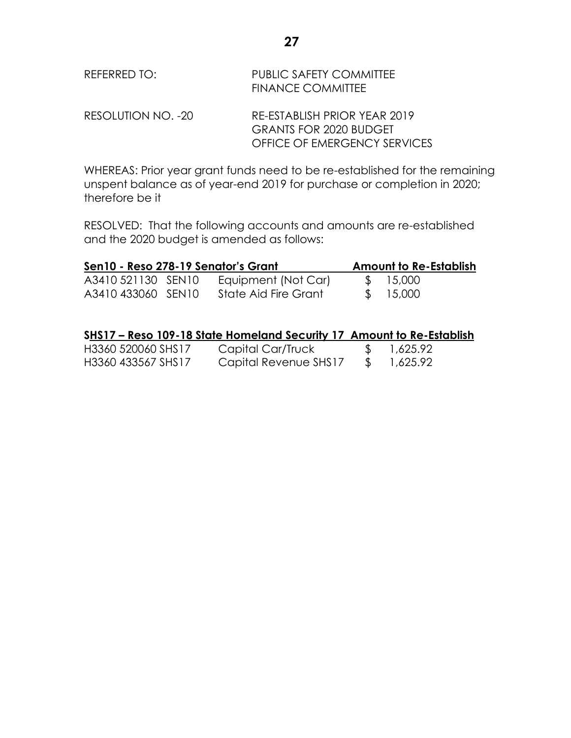REFERRED TO: PUBLIC SAFETY COMMITTEE
FINANCE COMMITTEE

RESOLUTION NO. -20 RE-ESTABLISH PRIOR YEAR 2019
GRANTS FOR 2020 BUDGET
OFFICE OF EMERGENCY SERVICES

WHEREAS: Prior year grant funds need to be re-established for the remaining unspent balance as of year-end 2019 for purchase or completion in 2020; therefore be it

RESOLVED: That the following accounts and amounts are re-established and the 2020 budget is amended as follows:

| **Sen10 - Reso 278-19 Senator's Grant** | | **Amount to Re-Establish** |
|---|---|---|
| A3410 521130 SEN10 | Equipment (Not Car) | $ 15,000 |
| A3410 433060 SEN10 | State Aid Fire Grant | $ 15,000 |

| **SHS17 – Reso 109-18 State Homeland Security 17** | | **Amount to Re-Establish** |
|---|---|---|
| H3360 520060 SHS17 | Capital Car/Truck | $ 1,625.92 |
| H3360 433567 SHS17 | Capital Revenue SHS17 | $ 1,625.92 |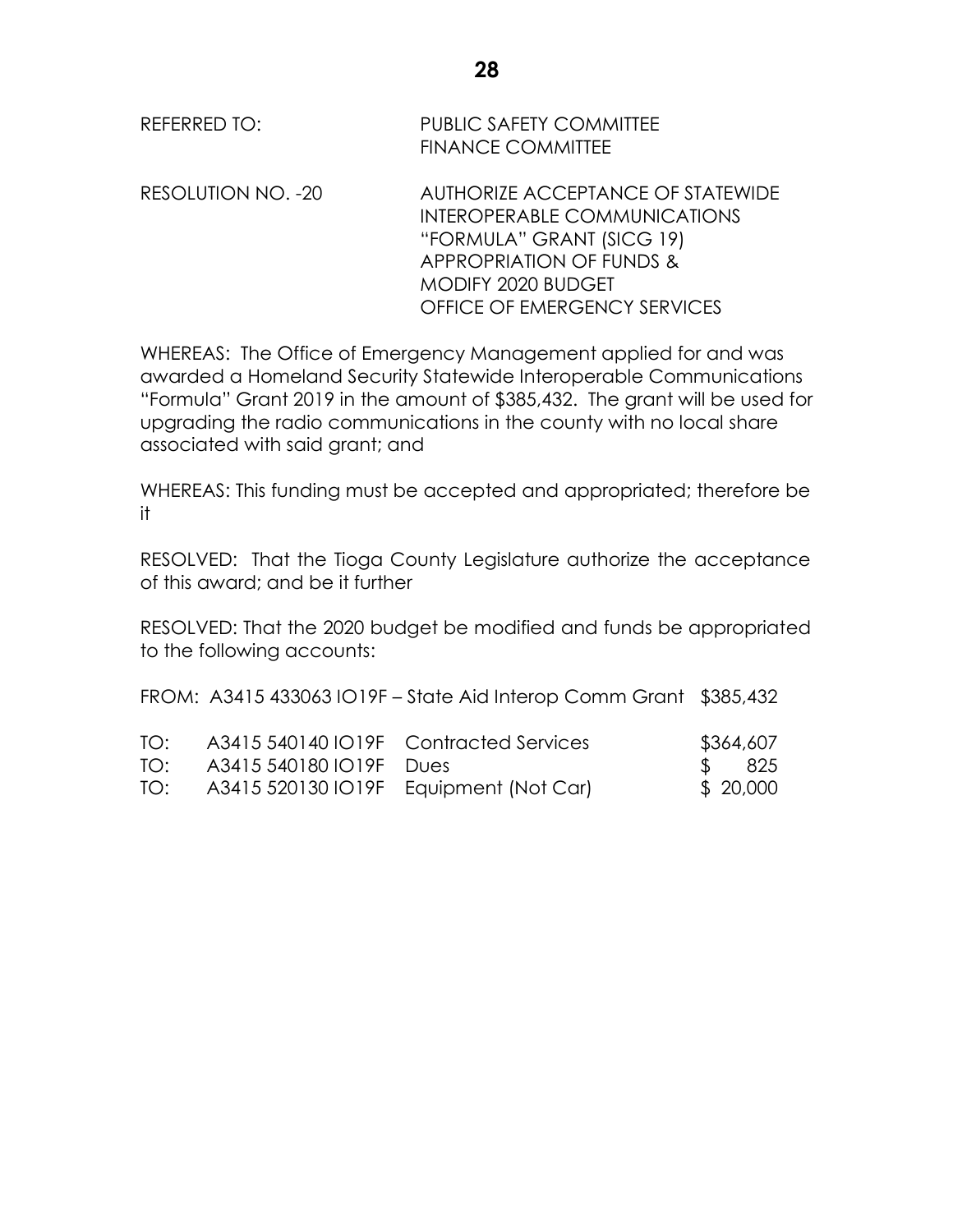REFERRED TO: PUBLIC SAFETY COMMITTEE
FINANCE COMMITTEE

RESOLUTION NO. -20 AUTHORIZE ACCEPTANCE OF STATEWIDE INTEROPERABLE COMMUNICATIONS "FORMULA" GRANT (SICG 19) APPROPRIATION OF FUNDS & MODIFY 2020 BUDGET OFFICE OF EMERGENCY SERVICES

WHEREAS: The Office of Emergency Management applied for and was awarded a Homeland Security Statewide Interoperable Communications "Formula" Grant 2019 in the amount of $385,432. The grant will be used for upgrading the radio communications in the county with no local share associated with said grant; and

WHEREAS: This funding must be accepted and appropriated; therefore be it

RESOLVED: That the Tioga County Legislature authorize the acceptance of this award; and be it further

RESOLVED: That the 2020 budget be modified and funds be appropriated to the following accounts:

FROM: A3415 433063 IO19F – State Aid Interop Comm Grant $385,432

| | | | |
|---|---|---|---|
| TO: | A3415 540140 IO19F | Contracted Services | $364,607 |
| TO: | A3415 540180 IO19F | Dues | $ 825 |
| TO: | A3415 520130 IO19F | Equipment (Not Car) | $ 20,000 |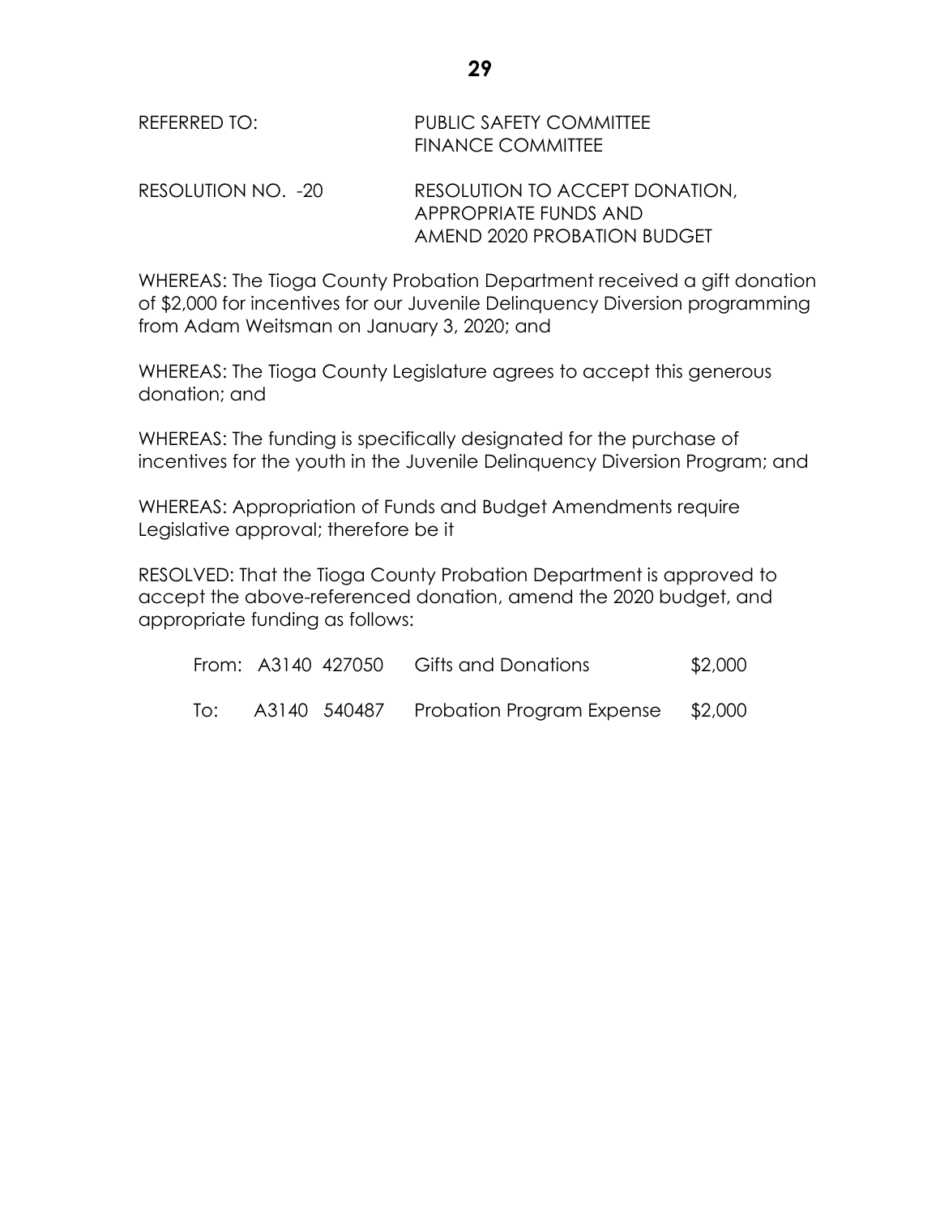REFERRED TO: PUBLIC SAFETY COMMITTEE
FINANCE COMMITTEE

RESOLUTION NO. -20 RESOLUTION TO ACCEPT DONATION, APPROPRIATE FUNDS AND AMEND 2020 PROBATION BUDGET

WHEREAS: The Tioga County Probation Department received a gift donation of $2,000 for incentives for our Juvenile Delinquency Diversion programming from Adam Weitsman on January 3, 2020; and

WHEREAS: The Tioga County Legislature agrees to accept this generous donation; and

WHEREAS: The funding is specifically designated for the purchase of incentives for the youth in the Juvenile Delinquency Diversion Program; and

WHEREAS: Appropriation of Funds and Budget Amendments require Legislative approval; therefore be it

RESOLVED: That the Tioga County Probation Department is approved to accept the above-referenced donation, amend the 2020 budget, and appropriate funding as follows:

| | | | | |
|---|---|---|---|---|
| From: | A3140 | 427050 | Gifts and Donations | $2,000 |
| To: | A3140 | 540487 | Probation Program Expense | $2,000 |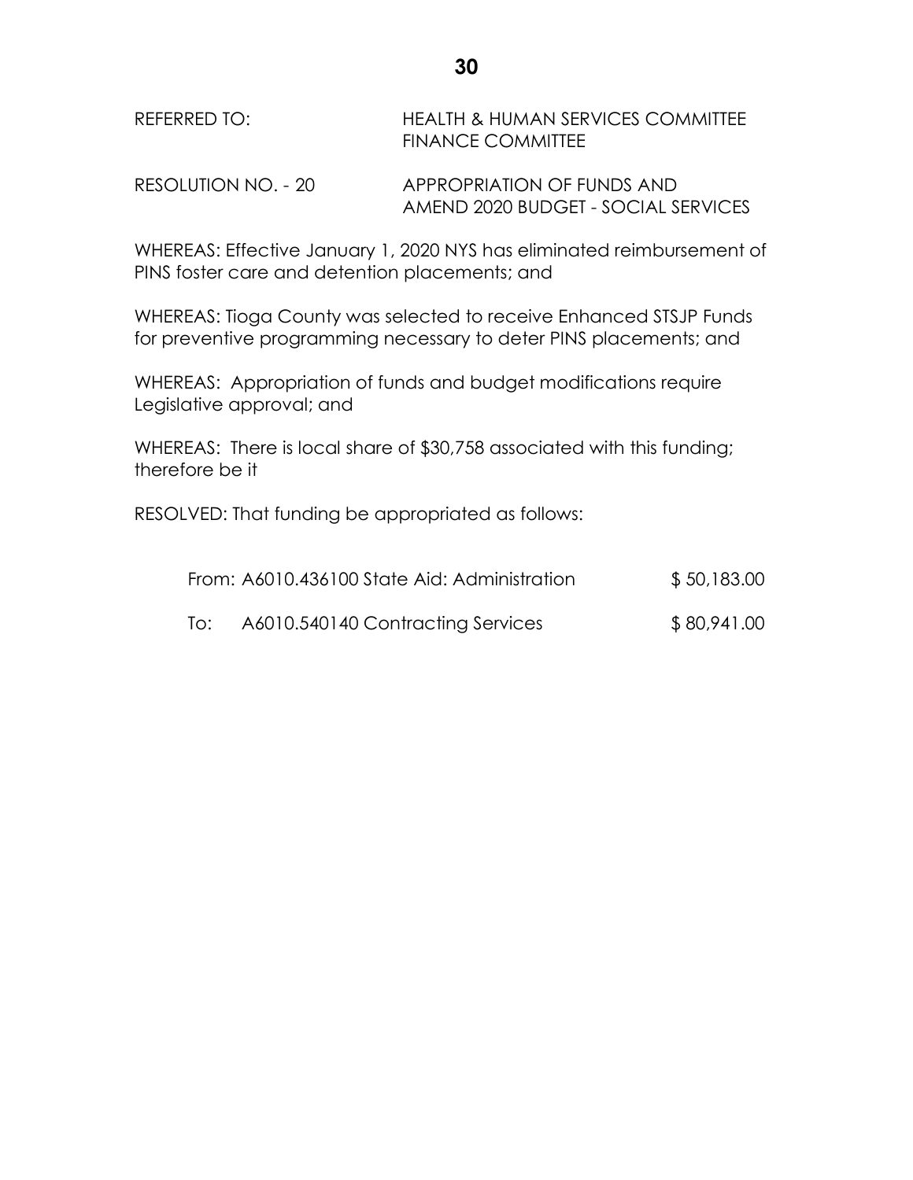REFERRED TO: HEALTH & HUMAN SERVICES COMMITTEE
FINANCE COMMITTEE

RESOLUTION NO. - 20 APPROPRIATION OF FUNDS AND AMEND 2020 BUDGET - SOCIAL SERVICES

WHEREAS: Effective January 1, 2020 NYS has eliminated reimbursement of PINS foster care and detention placements; and

WHEREAS: Tioga County was selected to receive Enhanced STSJP Funds for preventive programming necessary to deter PINS placements; and

WHEREAS: Appropriation of funds and budget modifications require Legislative approval; and

WHEREAS: There is local share of $30,758 associated with this funding; therefore be it

RESOLVED: That funding be appropriated as follows:

| | | |
|---|---|---|
| From: | A6010.436100 State Aid: Administration | $ 50,183.00 |
| To: | A6010.540140 Contracting Services | $ 80,941.00 |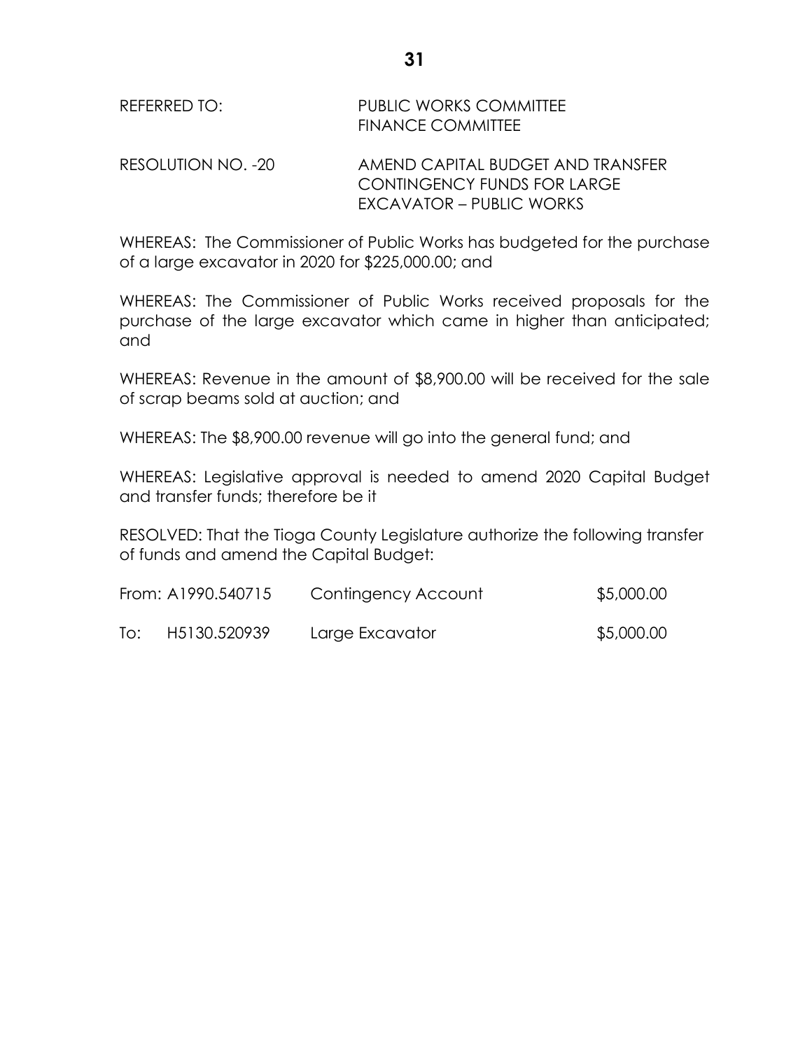REFERRED TO: PUBLIC WORKS COMMITTEE
FINANCE COMMITTEE

RESOLUTION NO. -20 AMEND CAPITAL BUDGET AND TRANSFER CONTINGENCY FUNDS FOR LARGE EXCAVATOR – PUBLIC WORKS

WHEREAS: The Commissioner of Public Works has budgeted for the purchase of a large excavator in 2020 for $225,000.00; and

WHEREAS: The Commissioner of Public Works received proposals for the purchase of the large excavator which came in higher than anticipated; and

WHEREAS: Revenue in the amount of $8,900.00 will be received for the sale of scrap beams sold at auction; and

WHEREAS: The $8,900.00 revenue will go into the general fund; and

WHEREAS: Legislative approval is needed to amend 2020 Capital Budget and transfer funds; therefore be it

RESOLVED: That the Tioga County Legislature authorize the following transfer of funds and amend the Capital Budget:

| | | | |
|---|---|---|---|
| From: | A1990.540715 | Contingency Account | $5,000.00 |
| To: | H5130.520939 | Large Excavator | $5,000.00 |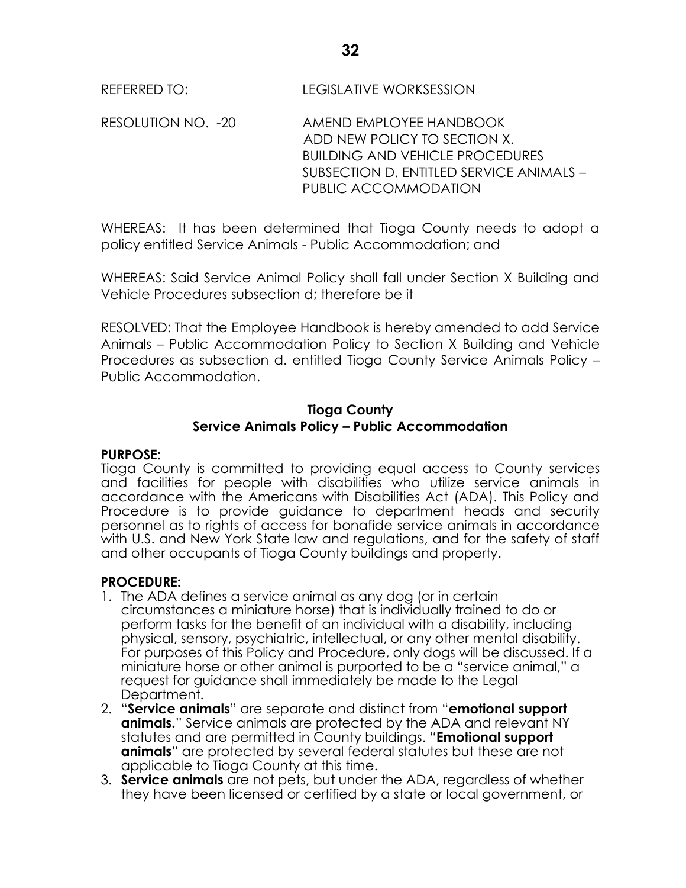REFERRED TO: LEGISLATIVE WORKSESSION

RESOLUTION NO. -20 AMEND EMPLOYEE HANDBOOK
ADD NEW POLICY TO SECTION X.
BUILDING AND VEHICLE PROCEDURES
SUBSECTION D. ENTITLED SERVICE ANIMALS –
PUBLIC ACCOMMODATION

WHEREAS: It has been determined that Tioga County needs to adopt a policy entitled Service Animals - Public Accommodation; and

WHEREAS: Said Service Animal Policy shall fall under Section X Building and Vehicle Procedures subsection d; therefore be it

RESOLVED: That the Employee Handbook is hereby amended to add Service Animals – Public Accommodation Policy to Section X Building and Vehicle Procedures as subsection d. entitled Tioga County Service Animals Policy – Public Accommodation.

**Tioga County**
**Service Animals Policy – Public Accommodation**

**PURPOSE:**
Tioga County is committed to providing equal access to County services and facilities for people with disabilities who utilize service animals in accordance with the Americans with Disabilities Act (ADA). This Policy and Procedure is to provide guidance to department heads and security personnel as to rights of access for bonafide service animals in accordance with U.S. and New York State law and regulations, and for the safety of staff and other occupants of Tioga County buildings and property.

**PROCEDURE:**

1. The ADA defines a service animal as any dog (or in certain circumstances a miniature horse) that is individually trained to do or perform tasks for the benefit of an individual with a disability, including physical, sensory, psychiatric, intellectual, or any other mental disability. For purposes of this Policy and Procedure, only dogs will be discussed. If a miniature horse or other animal is purported to be a "service animal," a request for guidance shall immediately be made to the Legal Department.
2. "**Service animals**" are separate and distinct from "**emotional support animals.**" Service animals are protected by the ADA and relevant NY statutes and are permitted in County buildings. "**Emotional support animals**" are protected by several federal statutes but these are not applicable to Tioga County at this time.
3. **Service animals** are not pets, but under the ADA, regardless of whether they have been licensed or certified by a state or local government, or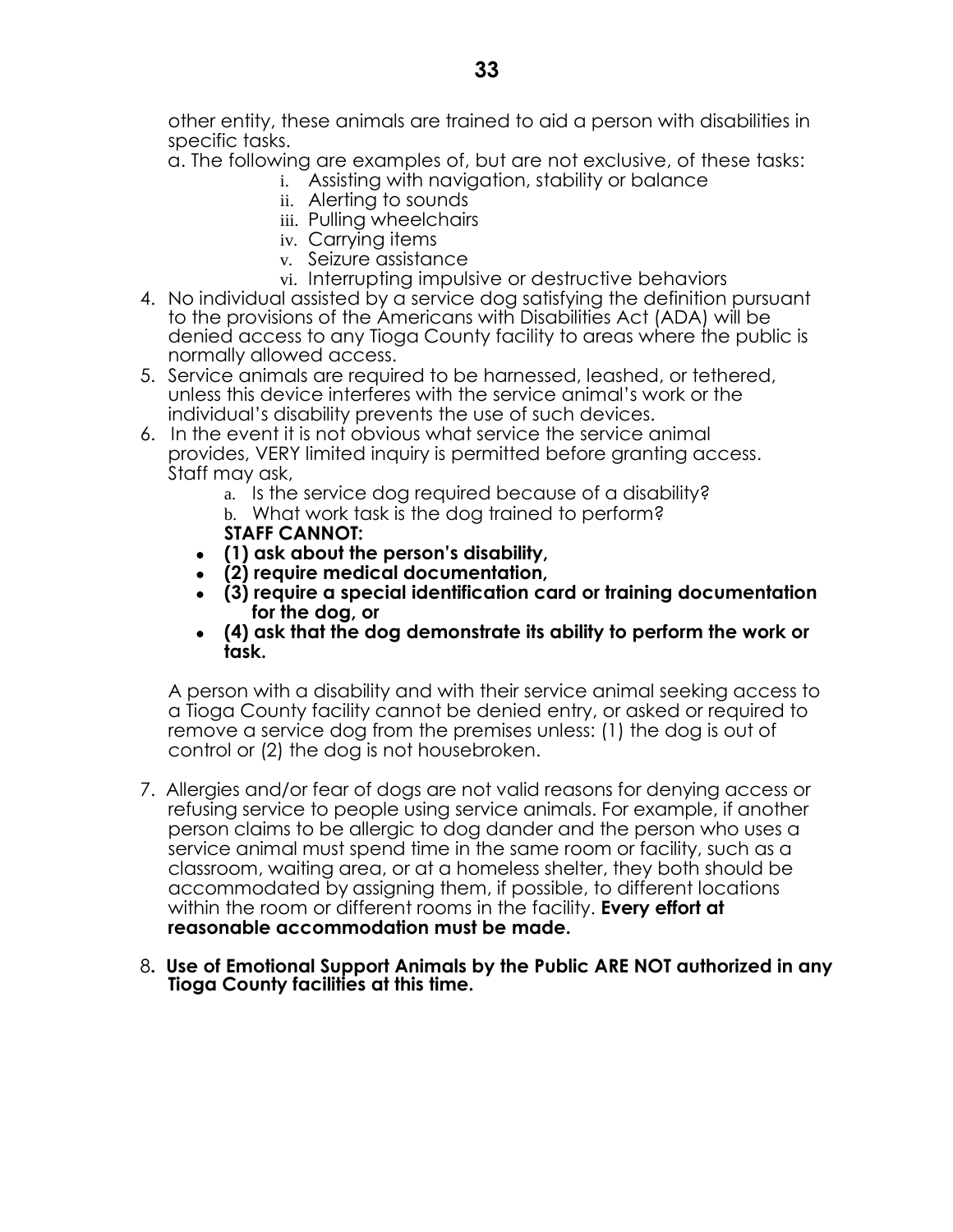other entity, these animals are trained to aid a person with disabilities in specific tasks.

a. The following are examples of, but are not exclusive, of these tasks:
   - i. Assisting with navigation, stability or balance
   - ii. Alerting to sounds
   - iii. Pulling wheelchairs
   - iv. Carrying items
   - v. Seizure assistance
   - vi. Interrupting impulsive or destructive behaviors

4. No individual assisted by a service dog satisfying the definition pursuant to the provisions of the Americans with Disabilities Act (ADA) will be denied access to any Tioga County facility to areas where the public is normally allowed access.
5. Service animals are required to be harnessed, leashed, or tethered, unless this device interferes with the service animal's work or the individual's disability prevents the use of such devices.
6. In the event it is not obvious what service the service animal provides, VERY limited inquiry is permitted before granting access. Staff may ask,
   - a. Is the service dog required because of a disability?
   - b. What work task is the dog trained to perform?

   **STAFF CANNOT:**
   - **(1) ask about the person's disability,**
   - **(2) require medical documentation,**
   - **(3) require a special identification card or training documentation for the dog, or**
   - **(4) ask that the dog demonstrate its ability to perform the work or task.**

   A person with a disability and with their service animal seeking access to a Tioga County facility cannot be denied entry, or asked or required to remove a service dog from the premises unless: (1) the dog is out of control or (2) the dog is not housebroken.

7. Allergies and/or fear of dogs are not valid reasons for denying access or refusing service to people using service animals. For example, if another person claims to be allergic to dog dander and the person who uses a service animal must spend time in the same room or facility, such as a classroom, waiting area, or at a homeless shelter, they both should be accommodated by assigning them, if possible, to different locations within the room or different rooms in the facility. **Every effort at reasonable accommodation must be made.**

8. **Use of Emotional Support Animals by the Public ARE NOT authorized in any Tioga County facilities at this time.**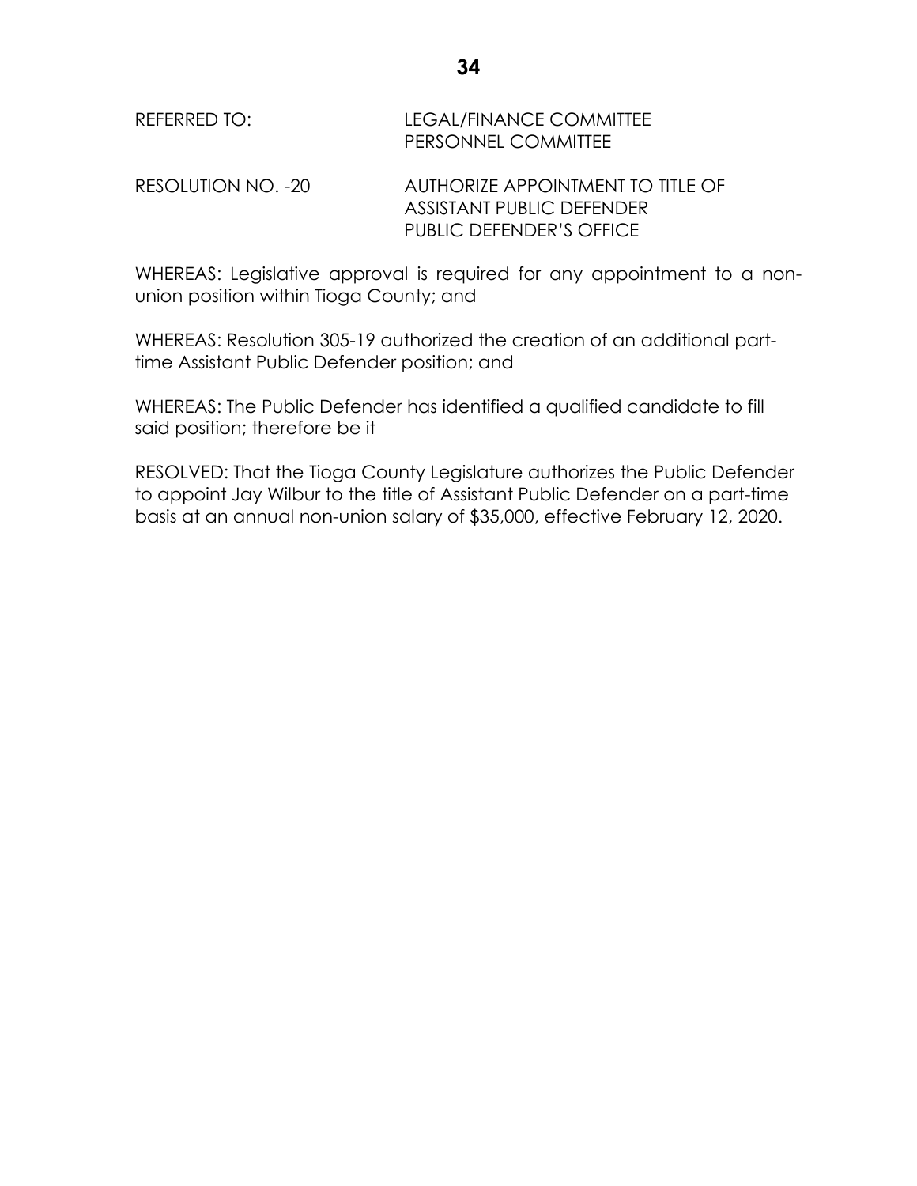REFERRED TO: LEGAL/FINANCE COMMITTEE
PERSONNEL COMMITTEE

RESOLUTION NO. -20 AUTHORIZE APPOINTMENT TO TITLE OF ASSISTANT PUBLIC DEFENDER PUBLIC DEFENDER'S OFFICE

WHEREAS: Legislative approval is required for any appointment to a non-union position within Tioga County; and

WHEREAS: Resolution 305-19 authorized the creation of an additional part-time Assistant Public Defender position; and

WHEREAS: The Public Defender has identified a qualified candidate to fill said position; therefore be it

RESOLVED: That the Tioga County Legislature authorizes the Public Defender to appoint Jay Wilbur to the title of Assistant Public Defender on a part-time basis at an annual non-union salary of $35,000, effective February 12, 2020.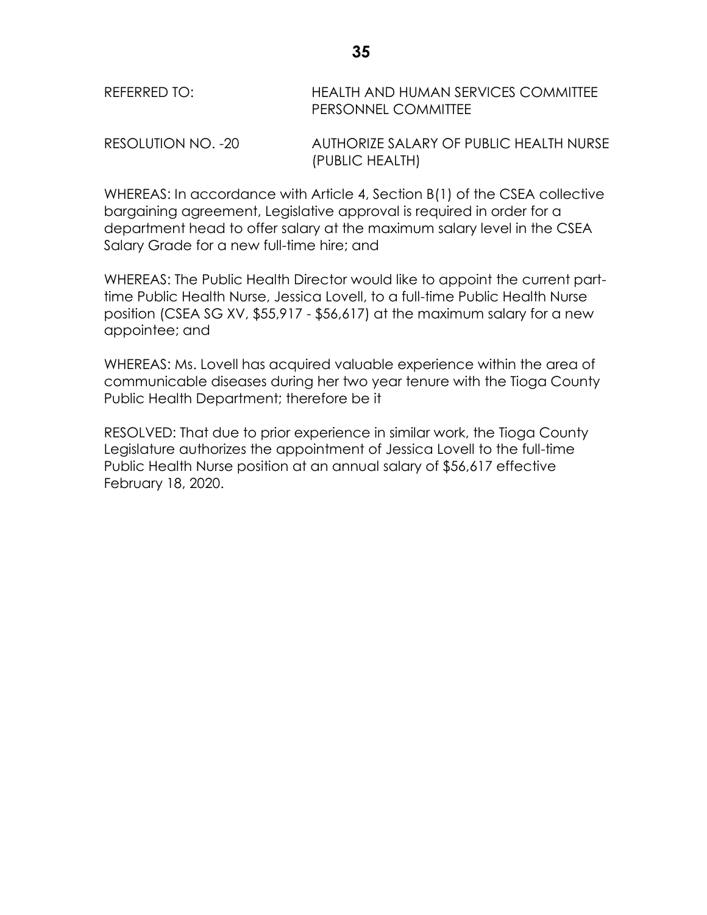REFERRED TO: HEALTH AND HUMAN SERVICES COMMITTEE
PERSONNEL COMMITTEE

RESOLUTION NO. -20 AUTHORIZE SALARY OF PUBLIC HEALTH NURSE (PUBLIC HEALTH)

WHEREAS: In accordance with Article 4, Section B(1) of the CSEA collective bargaining agreement, Legislative approval is required in order for a department head to offer salary at the maximum salary level in the CSEA Salary Grade for a new full-time hire; and

WHEREAS: The Public Health Director would like to appoint the current part-time Public Health Nurse, Jessica Lovell, to a full-time Public Health Nurse position (CSEA SG XV, $55,917 - $56,617) at the maximum salary for a new appointee; and

WHEREAS: Ms. Lovell has acquired valuable experience within the area of communicable diseases during her two year tenure with the Tioga County Public Health Department; therefore be it

RESOLVED: That due to prior experience in similar work, the Tioga County Legislature authorizes the appointment of Jessica Lovell to the full-time Public Health Nurse position at an annual salary of $56,617 effective February 18, 2020.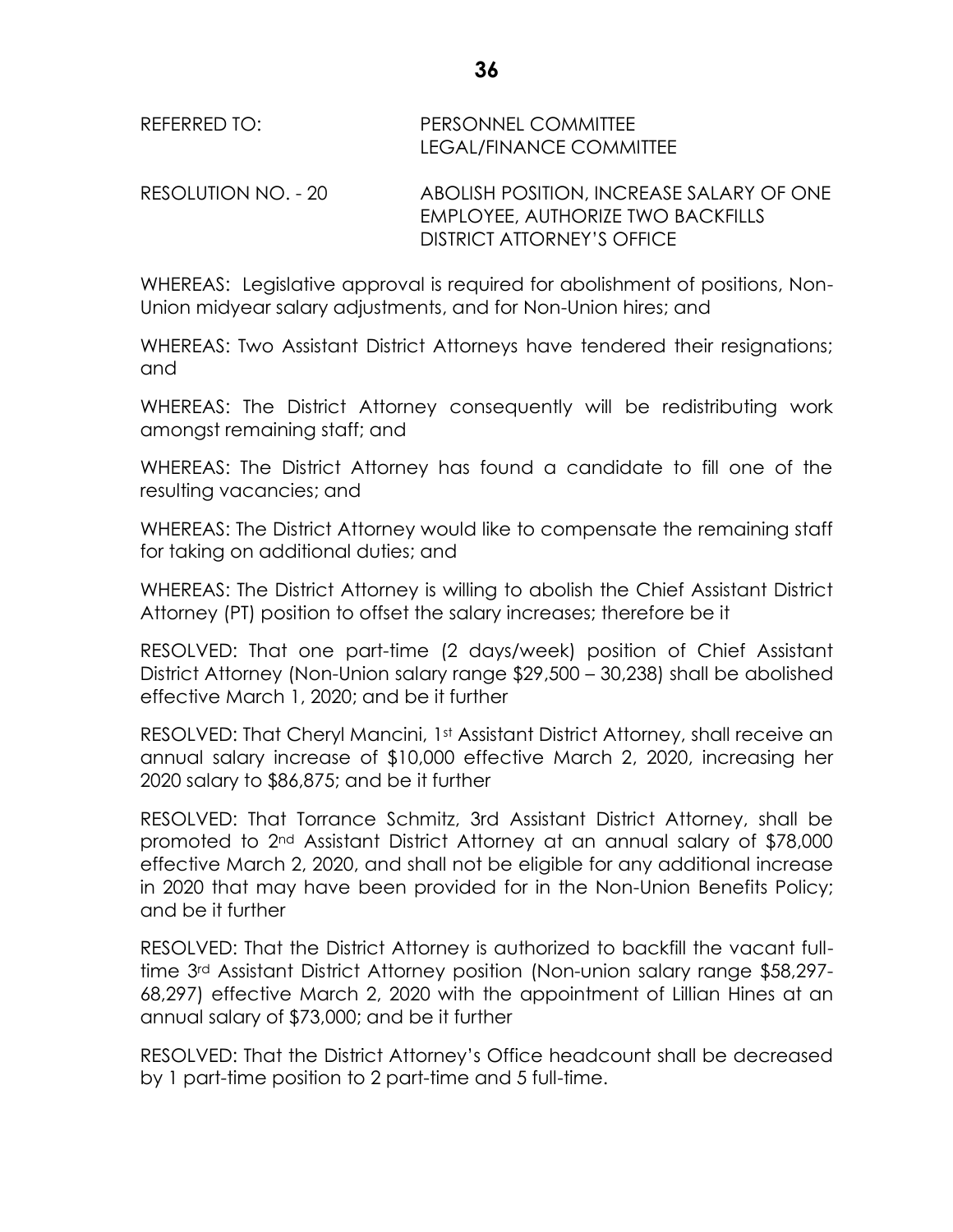REFERRED TO: PERSONNEL COMMITTEE
LEGAL/FINANCE COMMITTEE

RESOLUTION NO. - 20 ABOLISH POSITION, INCREASE SALARY OF ONE EMPLOYEE, AUTHORIZE TWO BACKFILLS DISTRICT ATTORNEY'S OFFICE

WHEREAS: Legislative approval is required for abolishment of positions, Non-Union midyear salary adjustments, and for Non-Union hires; and

WHEREAS: Two Assistant District Attorneys have tendered their resignations; and

WHEREAS: The District Attorney consequently will be redistributing work amongst remaining staff; and

WHEREAS: The District Attorney has found a candidate to fill one of the resulting vacancies; and

WHEREAS: The District Attorney would like to compensate the remaining staff for taking on additional duties; and

WHEREAS: The District Attorney is willing to abolish the Chief Assistant District Attorney (PT) position to offset the salary increases; therefore be it

RESOLVED: That one part-time (2 days/week) position of Chief Assistant District Attorney (Non-Union salary range $29,500 – 30,238) shall be abolished effective March 1, 2020; and be it further

RESOLVED: That Cheryl Mancini, 1st Assistant District Attorney, shall receive an annual salary increase of $10,000 effective March 2, 2020, increasing her 2020 salary to $86,875; and be it further

RESOLVED: That Torrance Schmitz, 3rd Assistant District Attorney, shall be promoted to 2nd Assistant District Attorney at an annual salary of $78,000 effective March 2, 2020, and shall not be eligible for any additional increase in 2020 that may have been provided for in the Non-Union Benefits Policy; and be it further

RESOLVED: That the District Attorney is authorized to backfill the vacant full-time 3rd Assistant District Attorney position (Non-union salary range $58,297-68,297) effective March 2, 2020 with the appointment of Lillian Hines at an annual salary of $73,000; and be it further

RESOLVED: That the District Attorney's Office headcount shall be decreased by 1 part-time position to 2 part-time and 5 full-time.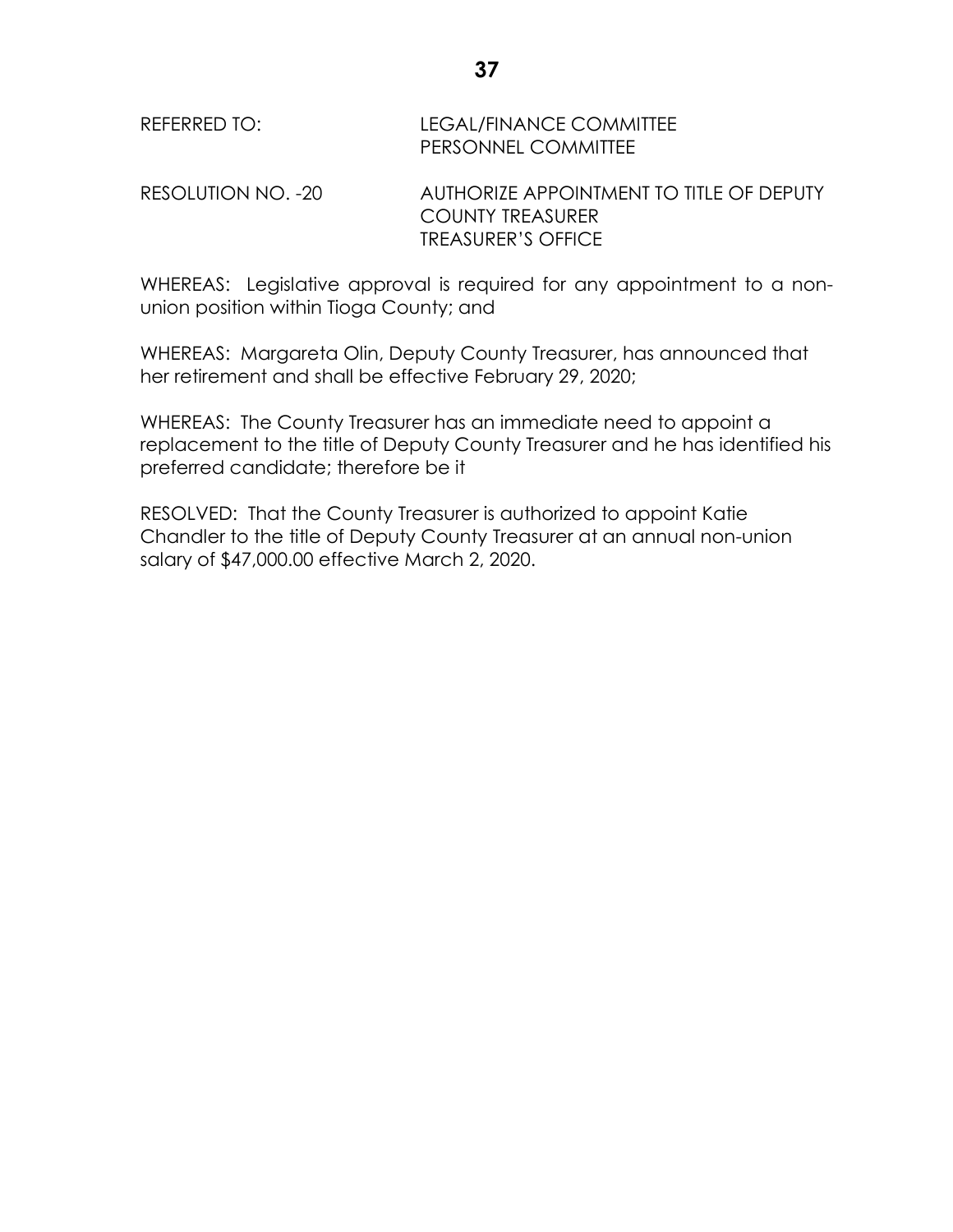REFERRED TO: LEGAL/FINANCE COMMITTEE
PERSONNEL COMMITTEE

RESOLUTION NO. -20 AUTHORIZE APPOINTMENT TO TITLE OF DEPUTY COUNTY TREASURER
TREASURER'S OFFICE

WHEREAS: Legislative approval is required for any appointment to a non-union position within Tioga County; and

WHEREAS: Margareta Olin, Deputy County Treasurer, has announced that her retirement and shall be effective February 29, 2020;

WHEREAS: The County Treasurer has an immediate need to appoint a replacement to the title of Deputy County Treasurer and he has identified his preferred candidate; therefore be it

RESOLVED: That the County Treasurer is authorized to appoint Katie Chandler to the title of Deputy County Treasurer at an annual non-union salary of $47,000.00 effective March 2, 2020.